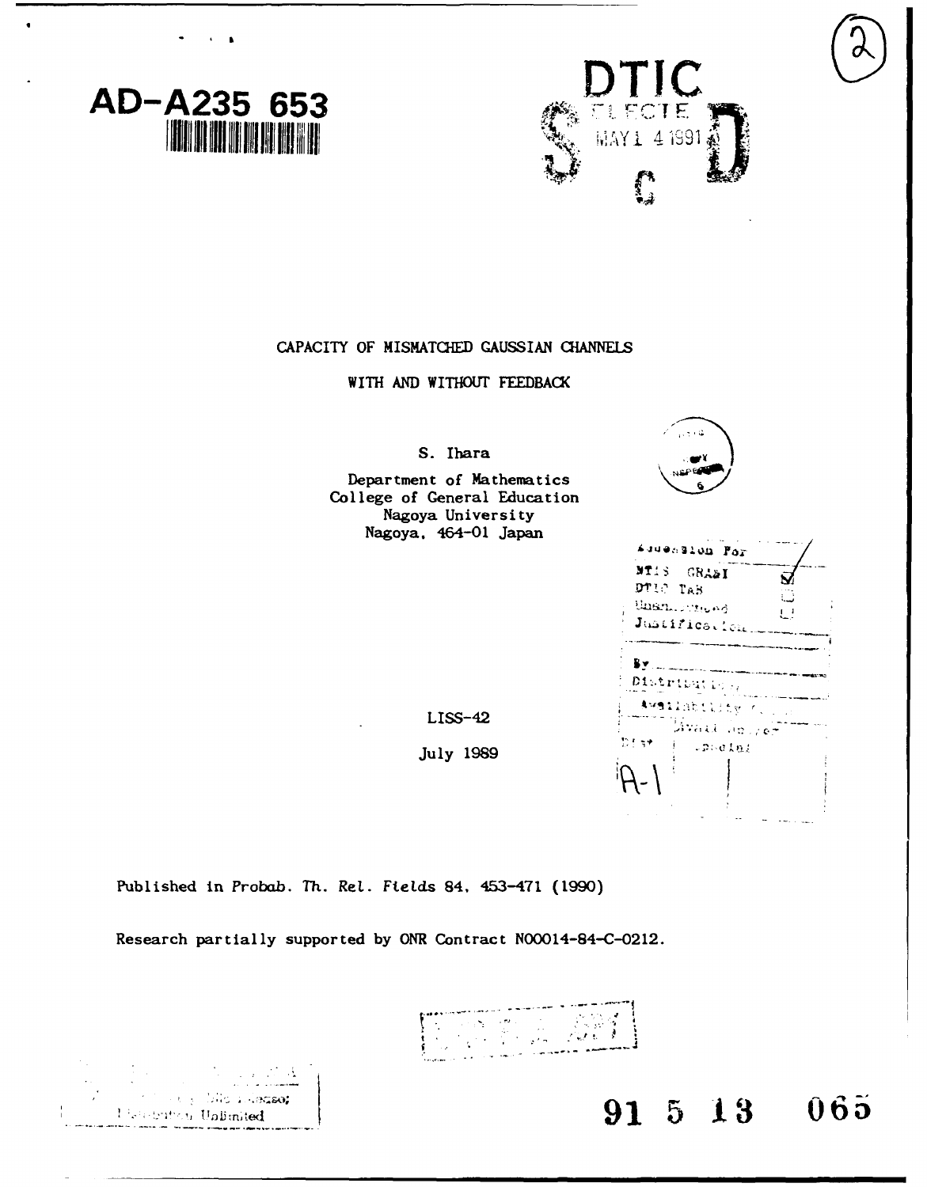AD-A235 653

DTIC ELECTE MAY 14 1991

# CAPACITY OF MISMATCHED GAUSSIAN CHANNELS

## WITH AND WITHOUT FEEDBACK

S. Ihara

Department of Mathematics
College of General Education
Nagoya University
Nagoya, 464-01 Japan

LISS-42

July 1989

Published in *Probab. Th. Rel. Fields* 84, 453-471 (1990)

Research partially supported by ONR Contract N00014-84-C-0212.

Distribution Unlimited

91 5 13 065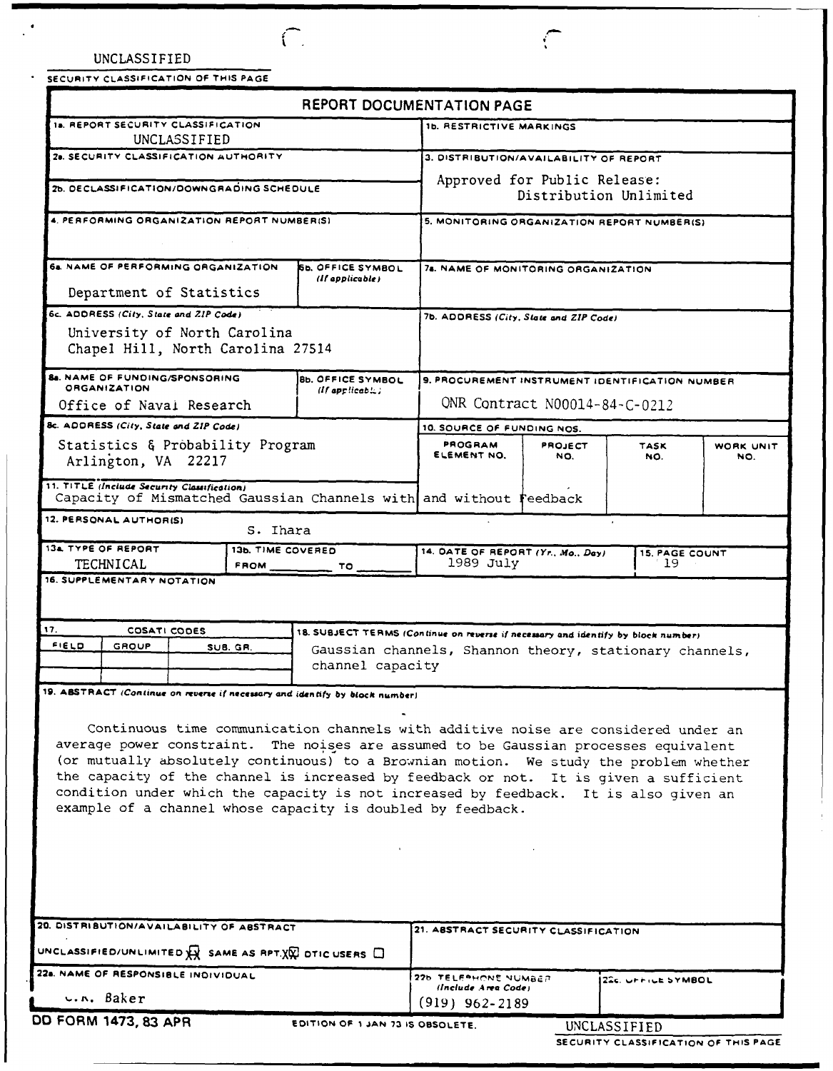UNCLASSIFIED

SECURITY CLASSIFICATION OF THIS PAGE

## REPORT DOCUMENTATION PAGE

| | |
|---|---|
| 1a. REPORT SECURITY CLASSIFICATION: UNCLASSIFIED | 1b. RESTRICTIVE MARKINGS |
| 2a. SECURITY CLASSIFICATION AUTHORITY | 3. DISTRIBUTION/AVAILABILITY OF REPORT: Approved for Public Release: Distribution Unlimited |
| 2b. DECLASSIFICATION/DOWNGRADING SCHEDULE | |
| 4. PERFORMING ORGANIZATION REPORT NUMBER(S) | 5. MONITORING ORGANIZATION REPORT NUMBER(S) |
| 6a. NAME OF PERFORMING ORGANIZATION: Department of Statistics / 6b. OFFICE SYMBOL (If applicable) | 7a. NAME OF MONITORING ORGANIZATION |
| 6c. ADDRESS (City, State and ZIP Code): University of North Carolina, Chapel Hill, North Carolina 27514 | 7b. ADDRESS (City, State and ZIP Code) |
| 8a. NAME OF FUNDING/SPONSORING ORGANIZATION: Office of Naval Research / 8b. OFFICE SYMBOL (If applicable) | 9. PROCUREMENT INSTRUMENT IDENTIFICATION NUMBER: ONR Contract N00014-84-C-0212 |
| 8c. ADDRESS (City, State and ZIP Code): Statistics & Probability Program, Arlington, VA 22217 | 10. SOURCE OF FUNDING NOS. |

| PROGRAM ELEMENT NO. | PROJECT NO. | TASK NO. | WORK UNIT NO. |
|---|---|---|---|
| | | | |

11. TITLE (Include Security Classification): Capacity of Mismatched Gaussian Channels with and without Feedback

12. PERSONAL AUTHOR(S): S. Ihara

| 13a. TYPE OF REPORT | 13b. TIME COVERED | 14. DATE OF REPORT (Yr., Mo., Day) | 15. PAGE COUNT |
|---|---|---|---|
| TECHNICAL | FROM ____ TO ____ | 1989 July | 19 |

16. SUPPLEMENTARY NOTATION

| 17. COSATI CODES | | | 18. SUBJECT TERMS (Continue on reverse if necessary and identify by block number) |
|---|---|---|---|
| FIELD | GROUP | SUB. GR. | Gaussian channels, Shannon theory, stationary channels, channel capacity |

19. ABSTRACT (Continue on reverse if necessary and identify by block number)

Continuous time communication channels with additive noise are considered under an average power constraint. The noises are assumed to be Gaussian processes equivalent (or mutually absolutely continuous) to a Brownian motion. We study the problem whether the capacity of the channel is increased by feedback or not. It is given a sufficient condition under which the capacity is not increased by feedback. It is also given an example of a channel whose capacity is doubled by feedback.

| | |
|---|---|
| 20. DISTRIBUTION/AVAILABILITY OF ABSTRACT: UNCLASSIFIED/UNLIMITED ☒ SAME AS RPT. ☒ DTIC USERS ☐ | 21. ABSTRACT SECURITY CLASSIFICATION |

| 22a. NAME OF RESPONSIBLE INDIVIDUAL | 22b. TELEPHONE NUMBER (Include Area Code) | 22c. OFFICE SYMBOL |
|---|---|---|
| C.R. Baker | (919) 962-2189 | |

DD FORM 1473, 83 APR — EDITION OF 1 JAN 73 IS OBSOLETE.

UNCLASSIFIED

SECURITY CLASSIFICATION OF THIS PAGE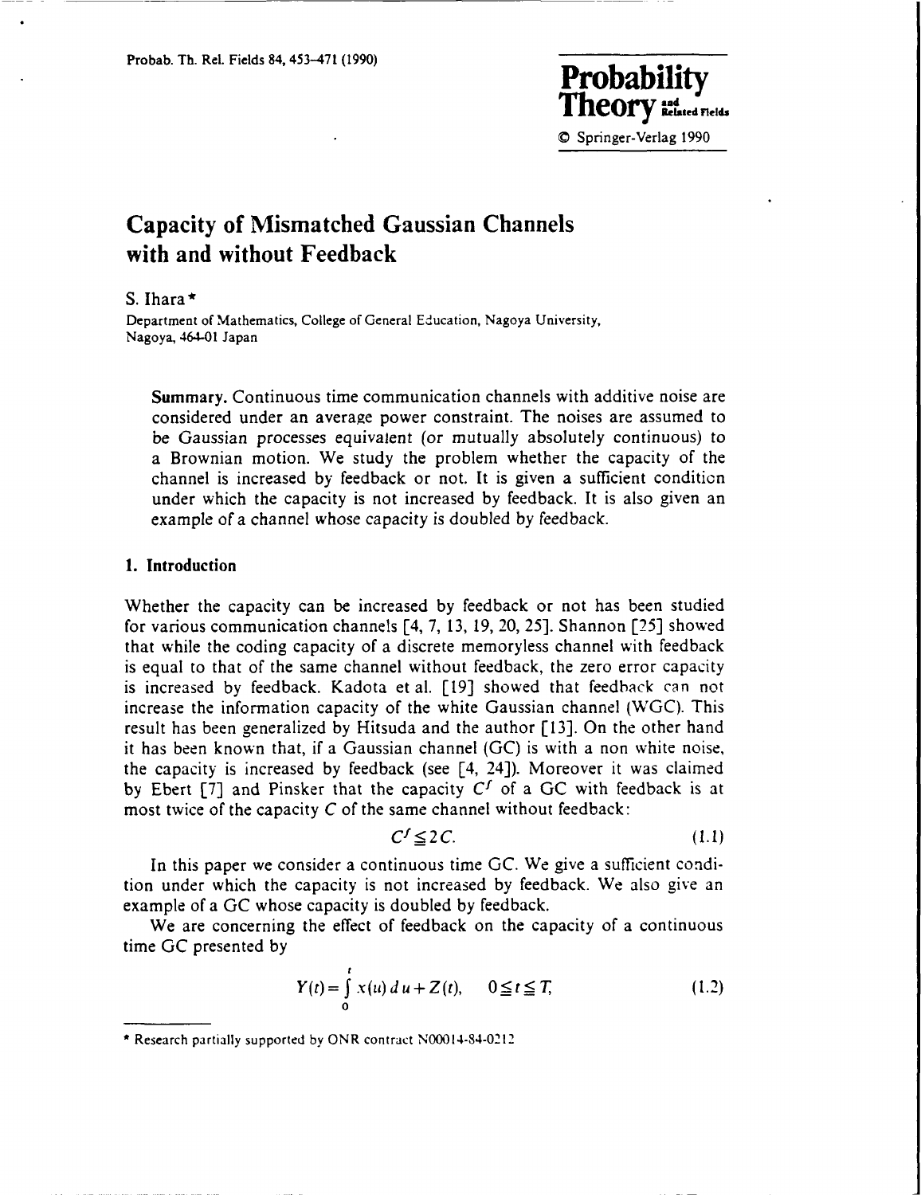# Capacity of Mismatched Gaussian Channels with and without Feedback

S. Ihara*

Department of Mathematics, College of General Education, Nagoya University, Nagoya, 464-01 Japan

**Summary.** Continuous time communication channels with additive noise are considered under an average power constraint. The noises are assumed to be Gaussian processes equivalent (or mutually absolutely continuous) to a Brownian motion. We study the problem whether the capacity of the channel is increased by feedback or not. It is given a sufficient condition under which the capacity is not increased by feedback. It is also given an example of a channel whose capacity is doubled by feedback.

## 1. Introduction

Whether the capacity can be increased by feedback or not has been studied for various communication channels [4, 7, 13, 19, 20, 25]. Shannon [25] showed that while the coding capacity of a discrete memoryless channel with feedback is equal to that of the same channel without feedback, the zero error capacity is increased by feedback. Kadota et al. [19] showed that feedback can not increase the information capacity of the white Gaussian channel (WGC). This result has been generalized by Hitsuda and the author [13]. On the other hand it has been known that, if a Gaussian channel (GC) is with a non white noise, the capacity is increased by feedback (see [4, 24]). Moreover it was claimed by Ebert [7] and Pinsker that the capacity $C^f$ of a GC with feedback is at most twice of the capacity $C$ of the same channel without feedback:

$$C^f \leqq 2C. \tag{1.1}$$

In this paper we consider a continuous time GC. We give a sufficient condition under which the capacity is not increased by feedback. We also give an example of a GC whose capacity is doubled by feedback.

We are concerning the effect of feedback on the capacity of a continuous time GC presented by

$$Y(t) = \int_0^t x(u)\, du + Z(t), \qquad 0 \leqq t \leqq T, \tag{1.2}$$

* Research partially supported by ONR contract N00014-84-0212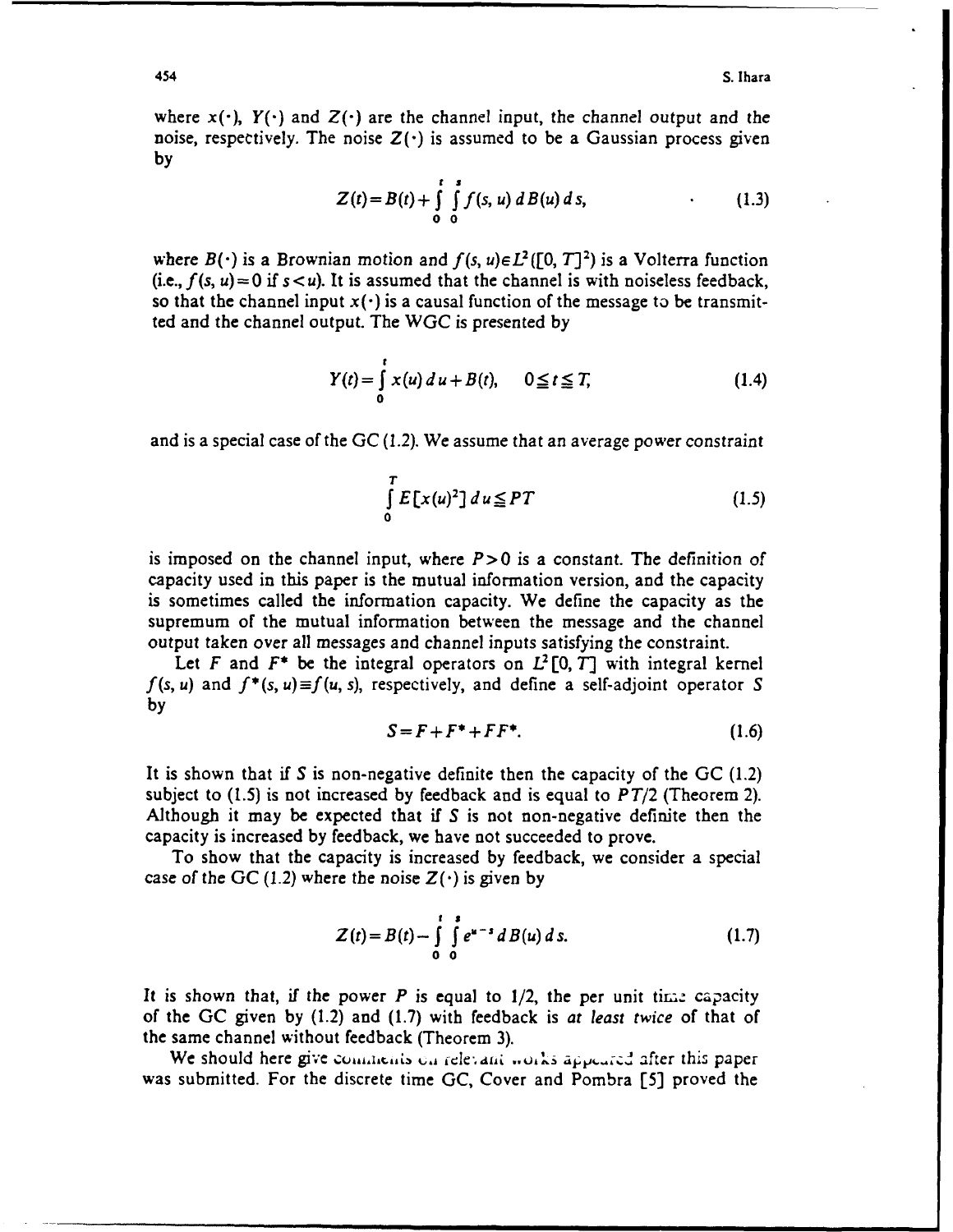where $x(\cdot)$, $Y(\cdot)$ and $Z(\cdot)$ are the channel input, the channel output and the noise, respectively. The noise $Z(\cdot)$ is assumed to be a Gaussian process given by

$$Z(t) = B(t) + \int_0^t \int_0^s f(s, u)\, dB(u)\, ds, \tag{1.3}$$

where $B(\cdot)$ is a Brownian motion and $f(s, u) \in L^2([0, T]^2)$ is a Volterra function (i.e., $f(s, u) = 0$ if $s < u$). It is assumed that the channel is with noiseless feedback, so that the channel input $x(\cdot)$ is a causal function of the message to be transmitted and the channel output. The WGC is presented by

$$Y(t) = \int_0^t x(u)\, du + B(t), \quad 0 \leqq t \leqq T, \tag{1.4}$$

and is a special case of the GC (1.2). We assume that an average power constraint

$$\int_0^T E[x(u)^2]\, du \leqq PT \tag{1.5}$$

is imposed on the channel input, where $P > 0$ is a constant. The definition of capacity used in this paper is the mutual information version, and the capacity is sometimes called the information capacity. We define the capacity as the supremum of the mutual information between the message and the channel output taken over all messages and channel inputs satisfying the constraint.

Let $F$ and $F^*$ be the integral operators on $L^2[0, T]$ with integral kernel $f(s, u)$ and $f^*(s, u) \equiv f(u, s)$, respectively, and define a self-adjoint operator $S$ by

$$S = F + F^* + FF^*. \tag{1.6}$$

It is shown that if $S$ is non-negative definite then the capacity of the GC (1.2) subject to (1.5) is not increased by feedback and is equal to $PT/2$ (Theorem 2). Although it may be expected that if $S$ is not non-negative definite then the capacity is increased by feedback, we have not succeeded to prove.

To show that the capacity is increased by feedback, we consider a special case of the GC (1.2) where the noise $Z(\cdot)$ is given by

$$Z(t) = B(t) - \int_0^t \int_0^s e^{u-s}\, dB(u)\, ds. \tag{1.7}$$

It is shown that, if the power $P$ is equal to $1/2$, the per unit time capacity of the GC given by (1.2) and (1.7) with feedback is *at least twice* of that of the same channel without feedback (Theorem 3).

We should here give comments on relevant works appeared after this paper was submitted. For the discrete time GC, Cover and Pombra [5] proved the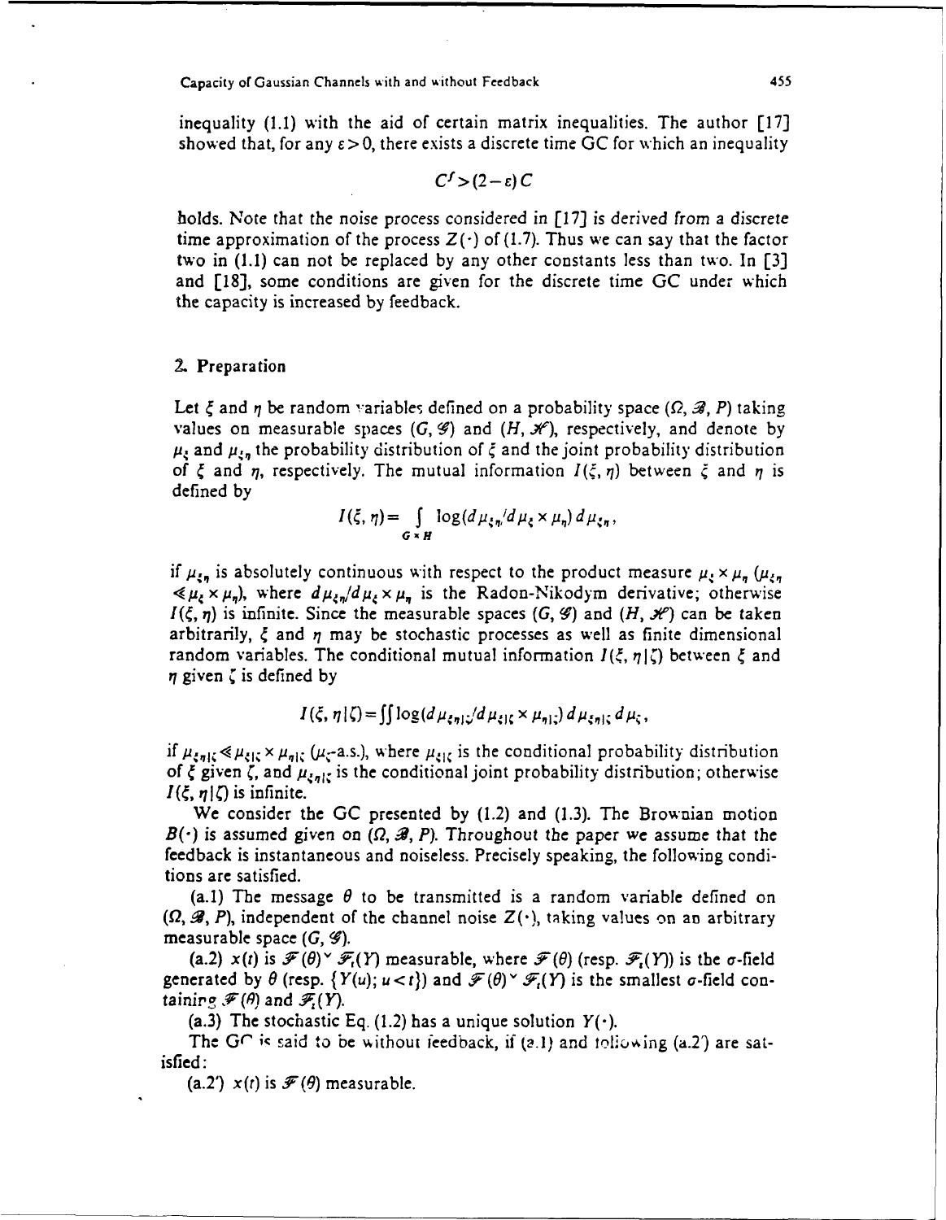inequality (1.1) with the aid of certain matrix inequalities. The author [17] showed that, for any $\varepsilon > 0$, there exists a discrete time GC for which an inequality

$$C^f > (2-\varepsilon) C$$

holds. Note that the noise process considered in [17] is derived from a discrete time approximation of the process $Z(\cdot)$ of (1.7). Thus we can say that the factor two in (1.1) can not be replaced by any other constants less than two. In [3] and [18], some conditions are given for the discrete time GC under which the capacity is increased by feedback.

## 2. Preparation

Let $\xi$ and $\eta$ be random variables defined on a probability space $(\Omega, \mathscr{B}, P)$ taking values on measurable spaces $(G, \mathscr{G})$ and $(H, \mathscr{H})$, respectively, and denote by $\mu_\xi$ and $\mu_{\xi\eta}$ the probability distribution of $\xi$ and the joint probability distribution of $\xi$ and $\eta$, respectively. The mutual information $I(\xi, \eta)$ between $\xi$ and $\eta$ is defined by

$$I(\xi, \eta) = \int_{G \times H} \log(d\mu_{\xi\eta}/d\mu_\xi \times \mu_\eta)\, d\mu_{\xi\eta},$$

if $\mu_{\xi\eta}$ is absolutely continuous with respect to the product measure $\mu_\xi \times \mu_\eta$ ($\mu_{\xi\eta} \ll \mu_\xi \times \mu_\eta$), where $d\mu_{\xi\eta}/d\mu_\xi \times \mu_\eta$ is the Radon-Nikodym derivative; otherwise $I(\xi, \eta)$ is infinite. Since the measurable spaces $(G, \mathscr{G})$ and $(H, \mathscr{H})$ can be taken arbitrarily, $\xi$ and $\eta$ may be stochastic processes as well as finite dimensional random variables. The conditional mutual information $I(\xi, \eta \mid \zeta)$ between $\xi$ and $\eta$ given $\zeta$ is defined by

$$I(\xi, \eta \mid \zeta) = \iint \log(d\mu_{\xi\eta|\zeta}/d\mu_{\xi|\zeta} \times \mu_{\eta|\zeta})\, d\mu_{\xi\eta|\zeta}\, d\mu_\zeta,$$

if $\mu_{\xi\eta|\zeta} \ll \mu_{\xi|\zeta} \times \mu_{\eta|\zeta}$ ($\mu_\zeta$-a.s.), where $\mu_{\xi|\zeta}$ is the conditional probability distribution of $\xi$ given $\zeta$, and $\mu_{\xi\eta|\zeta}$ is the conditional joint probability distribution; otherwise $I(\xi, \eta \mid \zeta)$ is infinite.

We consider the GC presented by (1.2) and (1.3). The Brownian motion $B(\cdot)$ is assumed given on $(\Omega, \mathscr{B}, P)$. Throughout the paper we assume that the feedback is instantaneous and noiseless. Precisely speaking, the following conditions are satisfied.

(a.1) The message $\theta$ to be transmitted is a random variable defined on $(\Omega, \mathscr{B}, P)$, independent of the channel noise $Z(\cdot)$, taking values on an arbitrary measurable space $(G, \mathscr{G})$.

(a.2) $x(t)$ is $\mathscr{F}(\theta) \vee \mathscr{F}_t(Y)$ measurable, where $\mathscr{F}(\theta)$ (resp. $\mathscr{F}_t(Y)$) is the $\sigma$-field generated by $\theta$ (resp. $\{Y(u); u < t\}$) and $\mathscr{F}(\theta) \vee \mathscr{F}_t(Y)$ is the smallest $\sigma$-field containing $\mathscr{F}(\theta)$ and $\mathscr{F}_t(Y)$.

(a.3) The stochastic Eq. (1.2) has a unique solution $Y(\cdot)$.

The GC is said to be without feedback, if (a.1) and following (a.2') are satisfied:

(a.2') $x(t)$ is $\mathscr{F}(\theta)$ measurable.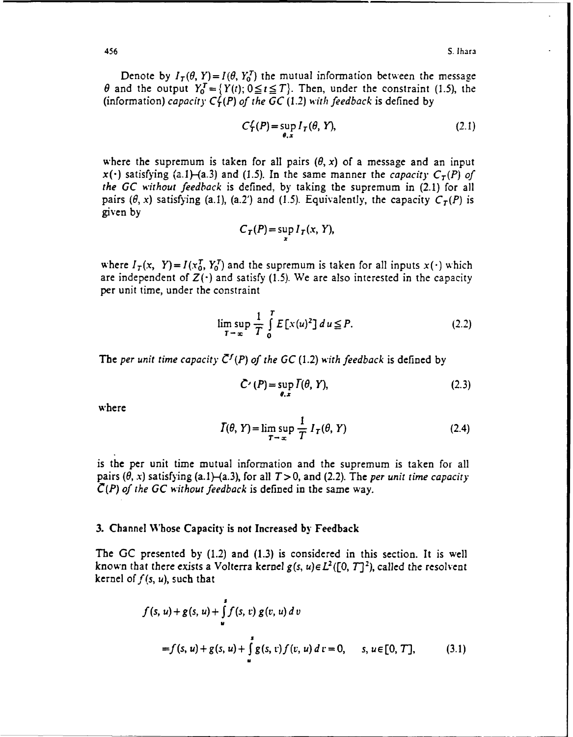Denote by $I_T(\theta, Y) = I(\theta, Y_0^T)$ the mutual information between the message $\theta$ and the output $Y_0^T = \{Y(t); 0 \leqq t \leqq T\}$. Then, under the constraint (1.5), the (information) *capacity* $C_T^f(P)$ *of the GC* (1.2) *with feedback* is defined by

$$C_T^f(P) = \sup_{\theta, x} I_T(\theta, Y), \tag{2.1}$$

where the supremum is taken for all pairs $(\theta, x)$ of a message and an input $x(\cdot)$ satisfying (a.1)–(a.3) and (1.5). In the same manner the *capacity* $C_T(P)$ *of the GC without feedback* is defined, by taking the supremum in (2.1) for all pairs $(\theta, x)$ satisfying (a.1), (a.2′) and (1.5). Equivalently, the capacity $C_T(P)$ is given by

$$C_T(P) = \sup_{x} I_T(x, Y),$$

where $I_T(x, Y) = I(x_0^T, Y_0^T)$ and the supremum is taken for all inputs $x(\cdot)$ which are independent of $Z(\cdot)$ and satisfy (1.5). We are also interested in the capacity per unit time, under the constraint

$$\limsup_{T \to \infty} \frac{1}{T} \int_0^T E[x(u)^2]\, du \leqq P. \tag{2.2}$$

The *per unit time capacity* $\bar{C}^f(P)$ *of the GC* (1.2) *with feedback* is defined by

$$\bar{C}^f(P) = \sup_{\theta, x} \bar{I}(\theta, Y), \tag{2.3}$$

where

$$\bar{I}(\theta, Y) = \limsup_{T \to \infty} \frac{1}{T} I_T(\theta, Y) \tag{2.4}$$

is the per unit time mutual information and the supremum is taken for all pairs $(\theta, x)$ satisfying (a.1)–(a.3), for all $T > 0$, and (2.2). The *per unit time capacity* $\bar{C}(P)$ *of the GC without feedback* is defined in the same way.

## 3. Channel Whose Capacity is not Increased by Feedback

The GC presented by (1.2) and (1.3) is considered in this section. It is well known that there exists a Volterra kernel $g(s, u) \in L^2([0, T]^2)$, called the resolvent kernel of $f(s, u)$, such that

$$\begin{aligned} f(s, u) + g(s, u) + \int_u^s f(s, v)\, g(v, u)\, dv \\ = f(s, u) + g(s, u) + \int_u^s g(s, v) f(v, u)\, dv = 0, \quad s, u \in [0, T], \end{aligned} \tag{3.1}$$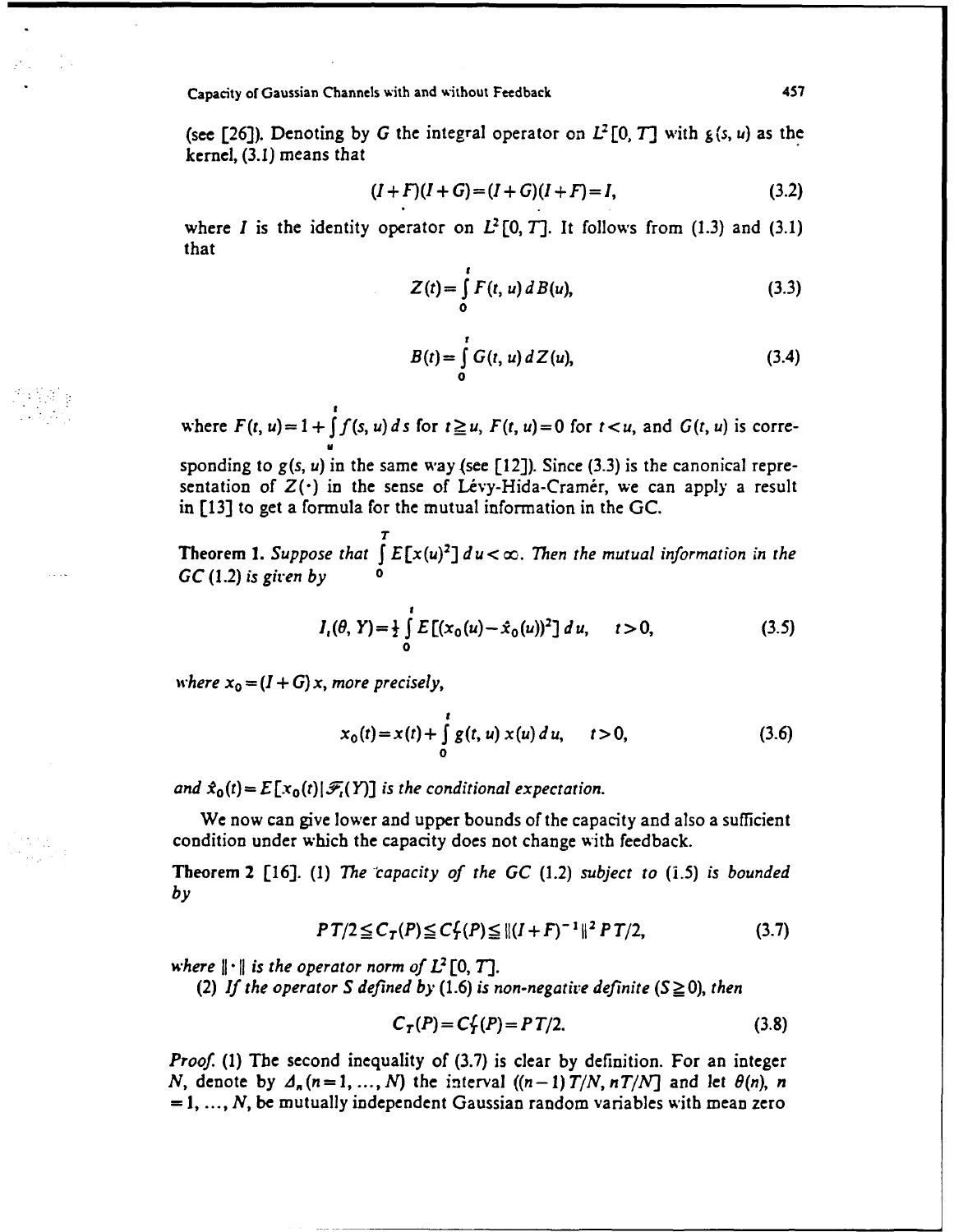(see [26]). Denoting by $G$ the integral operator on $L^2[0, T]$ with $g(s, u)$ as the kernel, (3.1) means that

$$(I+F)(I+G)=(I+G)(I+F)=I, \tag{3.2}$$

where $I$ is the identity operator on $L^2[0, T]$. It follows from (1.3) and (3.1) that

$$Z(t)=\int_0^t F(t, u)\, dB(u), \tag{3.3}$$

$$B(t)=\int_0^t G(t, u)\, dZ(u), \tag{3.4}$$

where $F(t, u)=1+\int_u^t f(s, u)\, ds$ for $t \geq u$, $F(t, u)=0$ for $t<u$, and $G(t, u)$ is corresponding to $g(s, u)$ in the same way (see [12]). Since (3.3) is the canonical representation of $Z(\cdot)$ in the sense of Lévy-Hida-Cramér, we can apply a result in [13] to get a formula for the mutual information in the GC.

**Theorem 1.** *Suppose that* $\int_0^T E[x(u)^2]\, du<\infty$. *Then the mutual information in the GC (1.2) is given by*

$$I_t(\theta, Y)=\tfrac{1}{2}\int_0^t E[(x_0(u)-\hat{x}_0(u))^2]\, du, \quad t>0, \tag{3.5}$$

*where* $x_0=(I+G)x$, *more precisely,*

$$x_0(t)=x(t)+\int_0^t g(t, u)\, x(u)\, du, \quad t>0, \tag{3.6}$$

*and* $\hat{x}_0(t)=E[x_0(t) \mid \mathcal{F}_t(Y)]$ *is the conditional expectation.*

We now can give lower and upper bounds of the capacity and also a sufficient condition under which the capacity does not change with feedback.

**Theorem 2** [16]. (1) *The capacity of the GC (1.2) subject to (1.5) is bounded by*

$$PT/2 \leq C_T(P) \leq C_T^f(P) \leq \|(I+F)^{-1}\|^2\, PT/2, \tag{3.7}$$

*where* $\|\cdot\|$ *is the operator norm of* $L^2[0, T]$.

(2) *If the operator $S$ defined by (1.6) is non-negative definite* ($S \geq 0$), *then*

$$C_T(P)=C_T^f(P)=PT/2. \tag{3.8}$$

*Proof.* (1) The second inequality of (3.7) is clear by definition. For an integer $N$, denote by $\Delta_n$ $(n=1, \ldots, N)$ the interval $((n-1)T/N, nT/N]$ and let $\theta(n)$, $n=1, \ldots, N$, be mutually independent Gaussian random variables with mean zero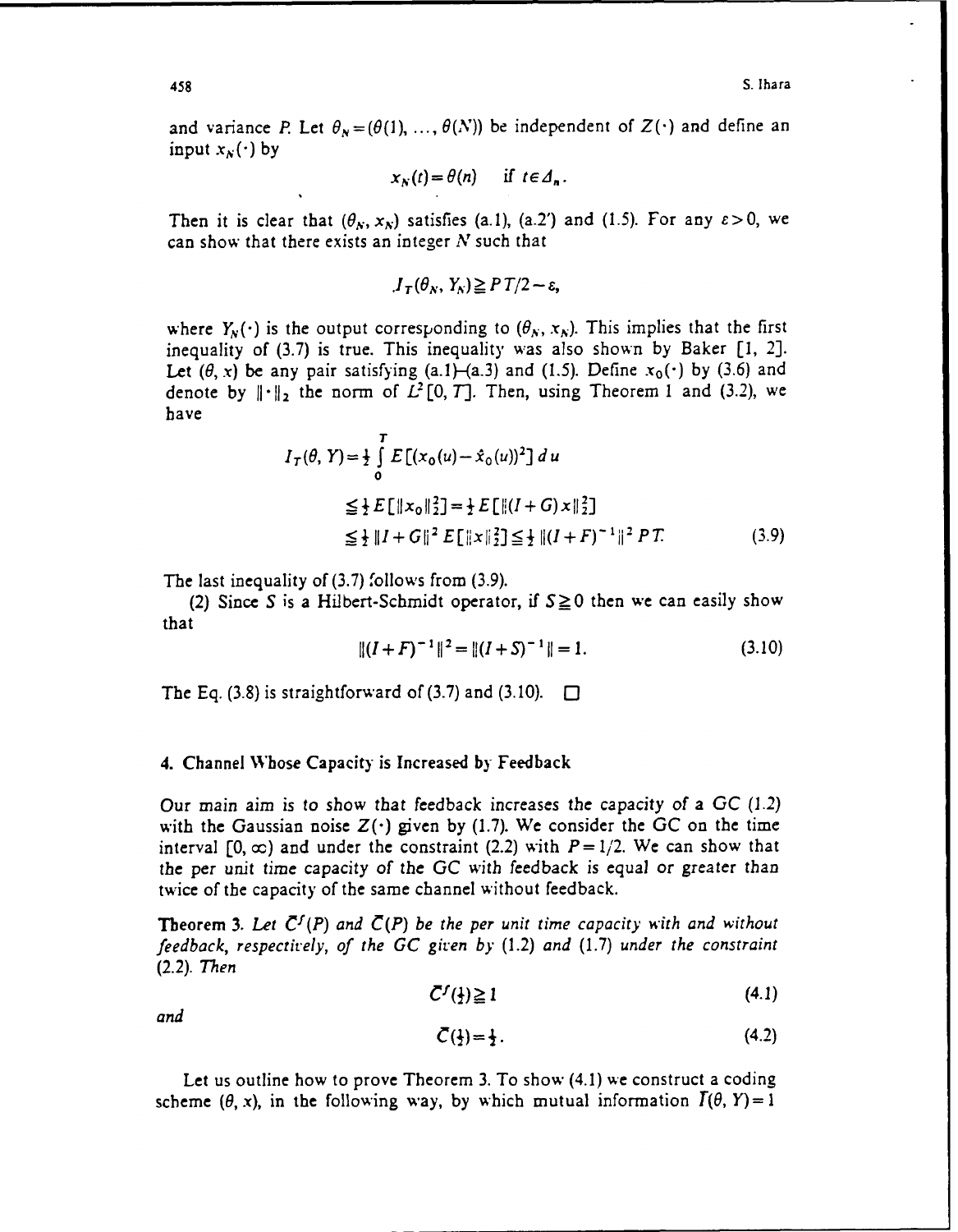and variance $P$. Let $\theta_N = (\theta(1), \ldots, \theta(N))$ be independent of $Z(\cdot)$ and define an input $x_N(\cdot)$ by

$$x_N(t) = \theta(n) \quad \text{if } t \in \Delta_n.$$

Then it is clear that $(\theta_N, x_N)$ satisfies (a.1), (a.2') and (1.5). For any $\varepsilon > 0$, we can show that there exists an integer $N$ such that

$$J_T(\theta_N, Y_N) \geqq PT/2 - \varepsilon,$$

where $Y_N(\cdot)$ is the output corresponding to $(\theta_N, x_N)$. This implies that the first inequality of (3.7) is true. This inequality was also shown by Baker [1, 2]. Let $(\theta, x)$ be any pair satisfying (a.1)–(a.3) and (1.5). Define $x_0(\cdot)$ by (3.6) and denote by $\|\cdot\|_2$ the norm of $L^2[0, T]$. Then, using Theorem 1 and (3.2), we have

$$
\begin{aligned}
I_T(\theta, Y) &= \tfrac{1}{2} \int_0^T E[(x_0(u) - \hat{x}_0(u))^2]\, du \\
&\leqq \tfrac{1}{2} E[\|x_0\|_2^2] = \tfrac{1}{2} E[\|(I+G)x\|_2^2] \\
&\leqq \tfrac{1}{2} \|I+G\|^2 E[\|x\|_2^2] \leqq \tfrac{1}{2} \|(I+F)^{-1}\|^2 PT. 
\end{aligned} \tag{3.9}
$$

The last inequality of (3.7) follows from (3.9).

(2) Since $S$ is a Hilbert-Schmidt operator, if $S \geqq 0$ then we can easily show that

$$\|(I+F)^{-1}\|^2 = \|(I+S)^{-1}\| = 1. \tag{3.10}$$

The Eq. (3.8) is straightforward of (3.7) and (3.10). $\square$

## 4. Channel Whose Capacity is Increased by Feedback

Our main aim is to show that feedback increases the capacity of a GC (1.2) with the Gaussian noise $Z(\cdot)$ given by (1.7). We consider the GC on the time interval $[0, \infty)$ and under the constraint (2.2) with $P = 1/2$. We can show that the per unit time capacity of the GC with feedback is equal or greater than twice of the capacity of the same channel without feedback.

**Theorem 3.** *Let $\bar{C}^f(P)$ and $\bar{C}(P)$ be the per unit time capacity with and without feedback, respectively, of the GC given by* (1.2) *and* (1.7) *under the constraint* (2.2). *Then*

$$\bar{C}^f(\tfrac{1}{2}) \geqq 1 \tag{4.1}$$

*and*

$$\bar{C}(\tfrac{1}{2}) = \tfrac{1}{2}. \tag{4.2}$$

Let us outline how to prove Theorem 3. To show (4.1) we construct a coding scheme $(\theta, x)$, in the following way, by which mutual information $\bar{I}(\theta, Y) = 1$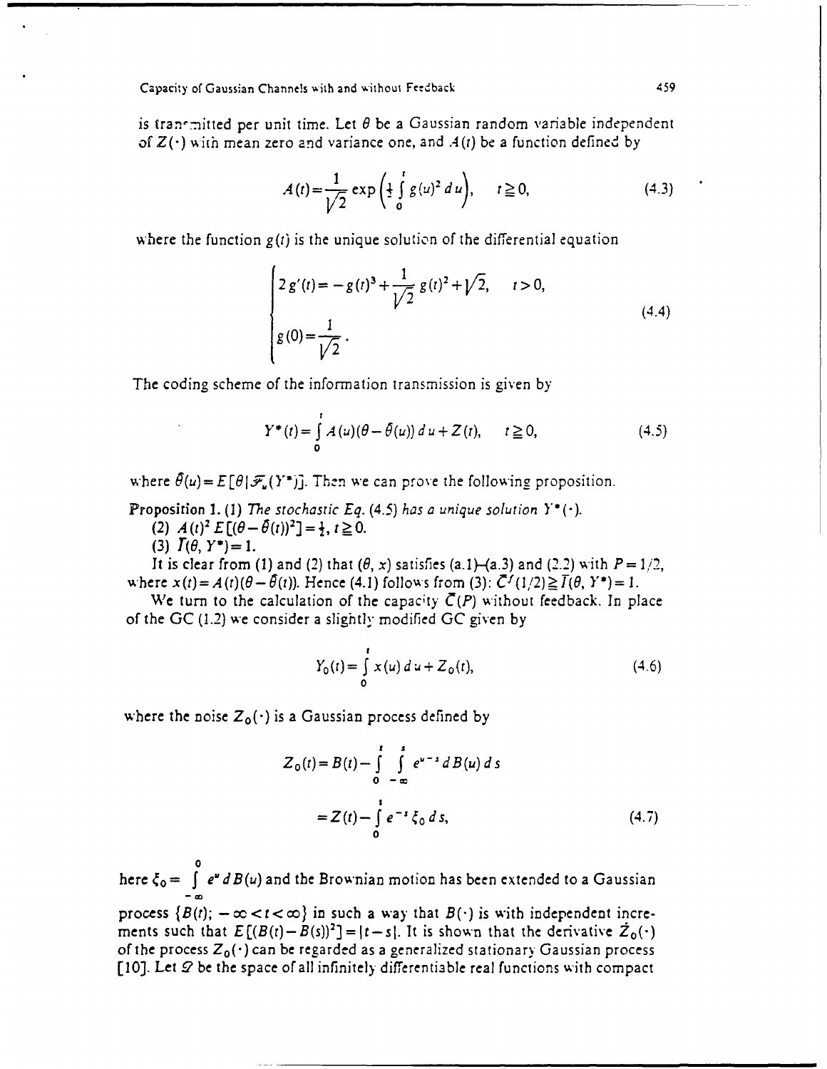is transmitted per unit time. Let $\theta$ be a Gaussian random variable independent of $Z(\cdot)$ with mean zero and variance one, and $A(t)$ be a function defined by

$$A(t)=\frac{1}{\sqrt{2}}\exp\left(\frac{1}{2}\int_0^t g(u)^2\,du\right), \qquad t\geq 0, \tag{4.3}$$

where the function $g(t)$ is the unique solution of the differential equation

$$\begin{cases} 2g'(t)=-g(t)^3+\dfrac{1}{\sqrt{2}}g(t)^2+\sqrt{2}, & t>0, \\ g(0)=\dfrac{1}{\sqrt{2}}. \end{cases} \tag{4.4}$$

The coding scheme of the information transmission is given by

$$Y^*(t)=\int_0^t A(u)(\theta-\hat{\theta}(u))\,du+Z(t), \qquad t\geq 0, \tag{4.5}$$

where $\hat{\theta}(u)=E[\theta\,|\,\mathcal{F}_u(Y^*)]$. Then we can prove the following proposition.

**Proposition 1.** (1) *The stochastic Eq.* (4.5) *has a unique solution* $Y^*(\cdot)$.

(2) $A(t)^2E[(\theta-\hat{\theta}(t))^2]=\frac{1}{2}$, $t\geq 0$.

(3) $\bar{I}(\theta, Y^*)=1$.

It is clear from (1) and (2) that $(\theta, x)$ satisfies (a.1)–(a.3) and (2.2) with $P=1/2$, where $x(t)=A(t)(\theta-\hat{\theta}(t))$. Hence (4.1) follows from (3): $\bar{C}^f(1/2)\geq \bar{I}(\theta, Y^*)=1$.

We turn to the calculation of the capacity $\bar{C}(P)$ without feedback. In place of the GC (1.2) we consider a slightly modified GC given by

$$Y_0(t)=\int_0^t x(u)\,du+Z_0(t), \tag{4.6}$$

where the noise $Z_0(\cdot)$ is a Gaussian process defined by

$$\begin{aligned} Z_0(t)&=B(t)-\int_0^t\int_{-\infty}^s e^{u-s}\,dB(u)\,ds \\ &=Z(t)-\int_0^t e^{-s}\xi_0\,ds, \end{aligned} \tag{4.7}$$

here $\xi_0=\int_{-\infty}^0 e^u\,dB(u)$ and the Brownian motion has been extended to a Gaussian process $\{B(t);\ -\infty<t<\infty\}$ in such a way that $B(\cdot)$ is with independent increments such that $E[(B(t)-B(s))^2]=|t-s|$. It is shown that the derivative $\dot{Z}_0(\cdot)$ of the process $Z_0(\cdot)$ can be regarded as a generalized stationary Gaussian process [10]. Let $\mathcal{D}$ be the space of all infinitely differentiable real functions with compact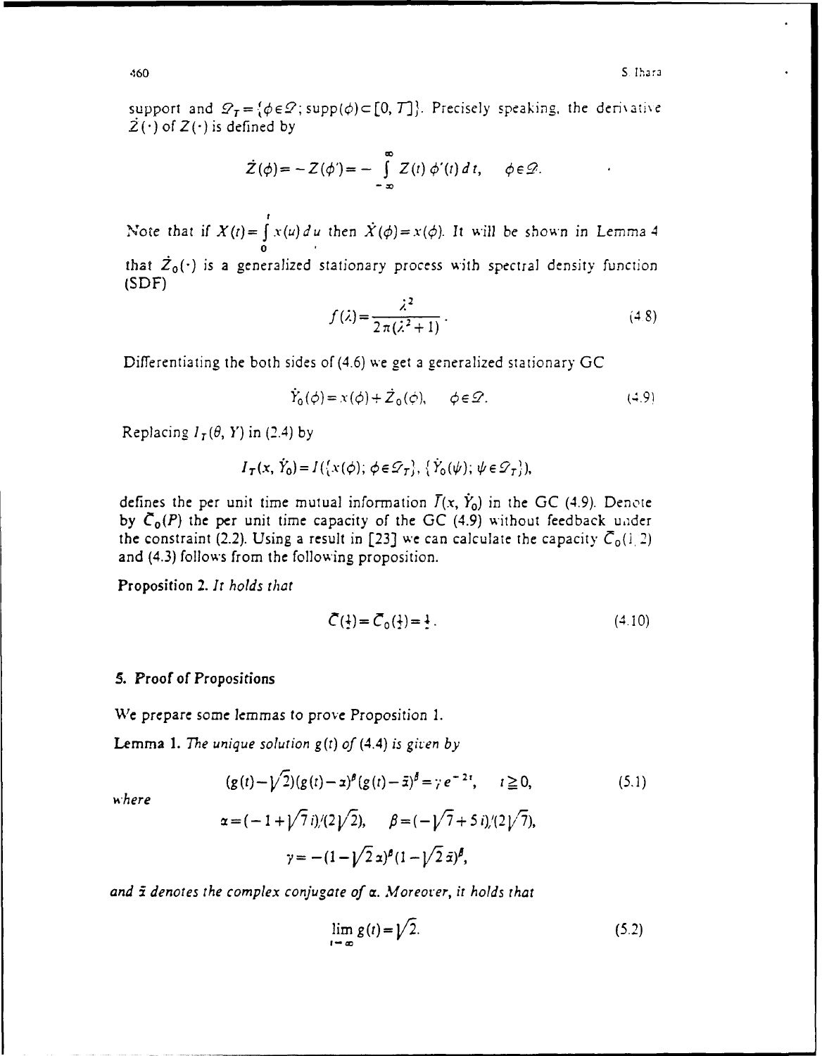support and $\mathscr{D}_T = \{\phi \in \mathscr{D}; \operatorname{supp}(\phi) \subset [0, T]\}$. Precisely speaking, the derivative $\dot{Z}(\cdot)$ of $Z(\cdot)$ is defined by

$$\dot{Z}(\phi) = -Z(\phi') = -\int_{-\infty}^{\infty} Z(t)\,\phi'(t)\,dt, \qquad \phi \in \mathscr{D}.$$

Note that if $X(t) = \int_0^t x(u)\,du$ then $\dot{X}(\phi) = x(\phi)$. It will be shown in Lemma 4 that $\dot{Z}_0(\cdot)$ is a generalized stationary process with spectral density function (SDF)

$$f(\lambda) = \frac{\lambda^2}{2\pi(\lambda^2 + 1)}. \tag{4.8}$$

Differentiating the both sides of (4.6) we get a generalized stationary GC

$$\dot{Y}_0(\phi) = x(\phi) + \dot{Z}_0(\phi), \qquad \phi \in \mathscr{D}. \tag{4.9}$$

Replacing $I_T(\theta, Y)$ in (2.4) by

$$I_T(x, \dot{Y}_0) = I(\{x(\phi);\, \phi \in \mathscr{D}_T\}, \{\dot{Y}_0(\psi);\, \psi \in \mathscr{D}_T\}),$$

defines the per unit time mutual information $\bar{I}(x, \dot{Y}_0)$ in the GC (4.9). Denote by $\bar{C}_0(P)$ the per unit time capacity of the GC (4.9) without feedback under the constraint (2.2). Using a result in [23] we can calculate the capacity $\bar{C}_0(1/2)$ and (4.3) follows from the following proposition.

**Proposition 2.** *It holds that*

$$\bar{C}(\tfrac{1}{2}) = \bar{C}_0(\tfrac{1}{2}) = \tfrac{1}{2}. \tag{4.10}$$

## 5. Proof of Propositions

We prepare some lemmas to prove Proposition 1.

**Lemma 1.** *The unique solution $g(t)$ of (4.4) is given by*

$$(g(t) - \sqrt{2})(g(t) - \alpha)^{\beta}(g(t) - \bar{\alpha})^{\bar{\beta}} = \gamma e^{-2t}, \qquad t \geqq 0, \tag{5.1}$$

*where*

$$\alpha = (-1 + \sqrt{7}\,i)/(2\sqrt{2}), \qquad \beta = (-\sqrt{7} + 5\,i)/(2\sqrt{7}),$$

$$\gamma = -(1 - \sqrt{2}\,\alpha)^{\beta}(1 - \sqrt{2}\,\bar{\alpha})^{\bar{\beta}},$$

*and $\bar{\alpha}$ denotes the complex conjugate of $\alpha$. Moreover, it holds that*

$$\lim_{t \to \infty} g(t) = \sqrt{2}. \tag{5.2}$$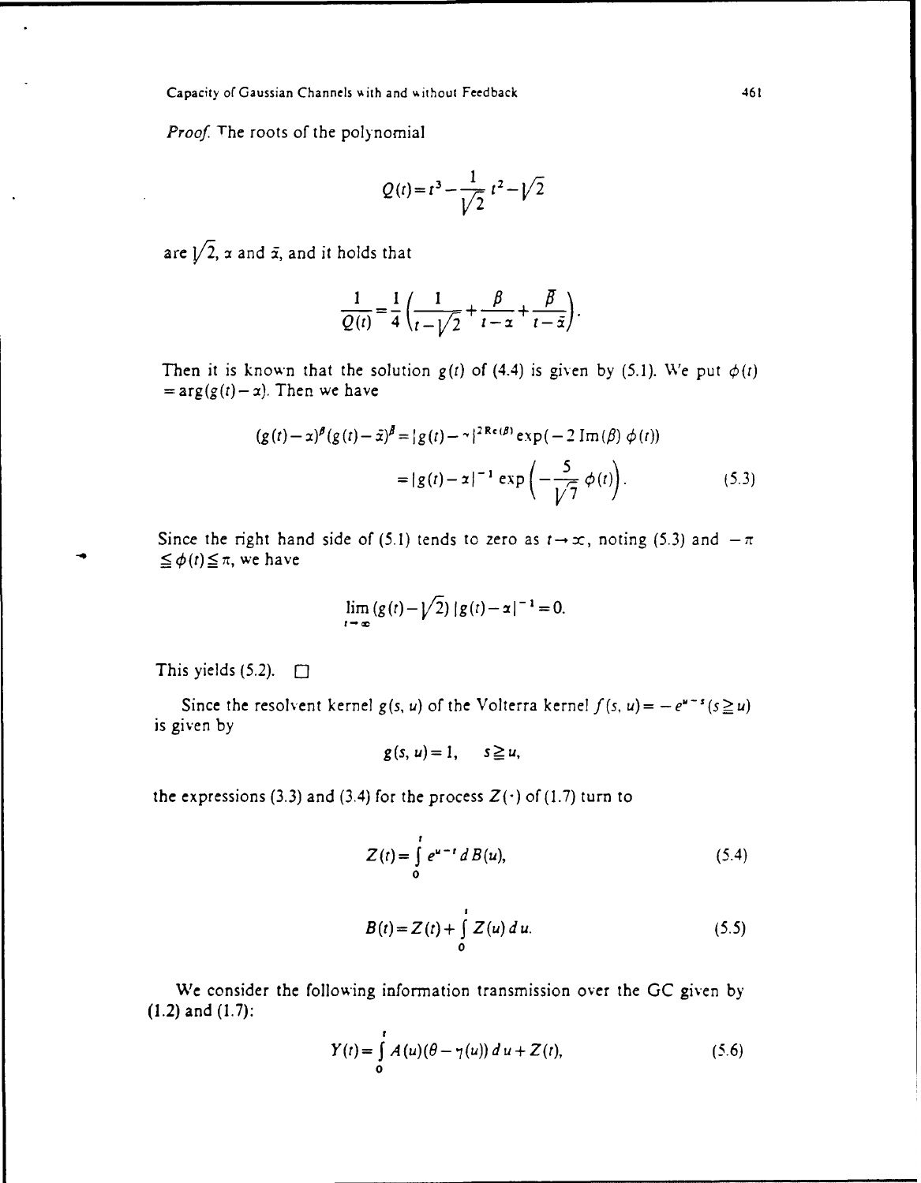*Proof.* The roots of the polynomial

$$Q(t) = t^3 - \frac{1}{\sqrt{2}} t^2 - \sqrt{2}$$

are $\sqrt{2}$, $\alpha$ and $\bar{\alpha}$, and it holds that

$$\frac{1}{Q(t)} = \frac{1}{4}\left(\frac{1}{t-\sqrt{2}} + \frac{\beta}{t-\alpha} + \frac{\bar{\beta}}{t-\bar{\alpha}}\right).$$

Then it is known that the solution $g(t)$ of (4.4) is given by (5.1). We put $\phi(t) = \arg(g(t) - \alpha)$. Then we have

$$\begin{aligned}(g(t)-\alpha)^{\beta}(g(t)-\bar{\alpha})^{\bar{\beta}} &= |g(t)-\alpha|^{2\operatorname{Re}(\beta)} \exp(-2\operatorname{Im}(\beta)\,\phi(t)) \\ &= |g(t)-\alpha|^{-1} \exp\left(-\frac{5}{\sqrt{7}}\phi(t)\right).\end{aligned} \tag{5.3}$$

Since the right hand side of (5.1) tends to zero as $t \to \infty$, noting (5.3) and $-\pi \leqq \phi(t) \leqq \pi$, we have

$$\lim_{t\to\infty} (g(t) - \sqrt{2})\,|g(t) - \alpha|^{-1} = 0.$$

This yields (5.2). □

Since the resolvent kernel $g(s, u)$ of the Volterra kernel $f(s, u) = -e^{u-s} (s \geqq u)$ is given by

$$g(s, u) = 1, \qquad s \geqq u,$$

the expressions (3.3) and (3.4) for the process $Z(\cdot)$ of (1.7) turn to

$$Z(t) = \int_0^t e^{u-t}\, dB(u), \tag{5.4}$$

$$B(t) = Z(t) + \int_0^t Z(u)\, du. \tag{5.5}$$

We consider the following information transmission over the GC given by (1.2) and (1.7):

$$Y(t) = \int_0^t A(u)(\theta - \eta(u))\, du + Z(t), \tag{5.6}$$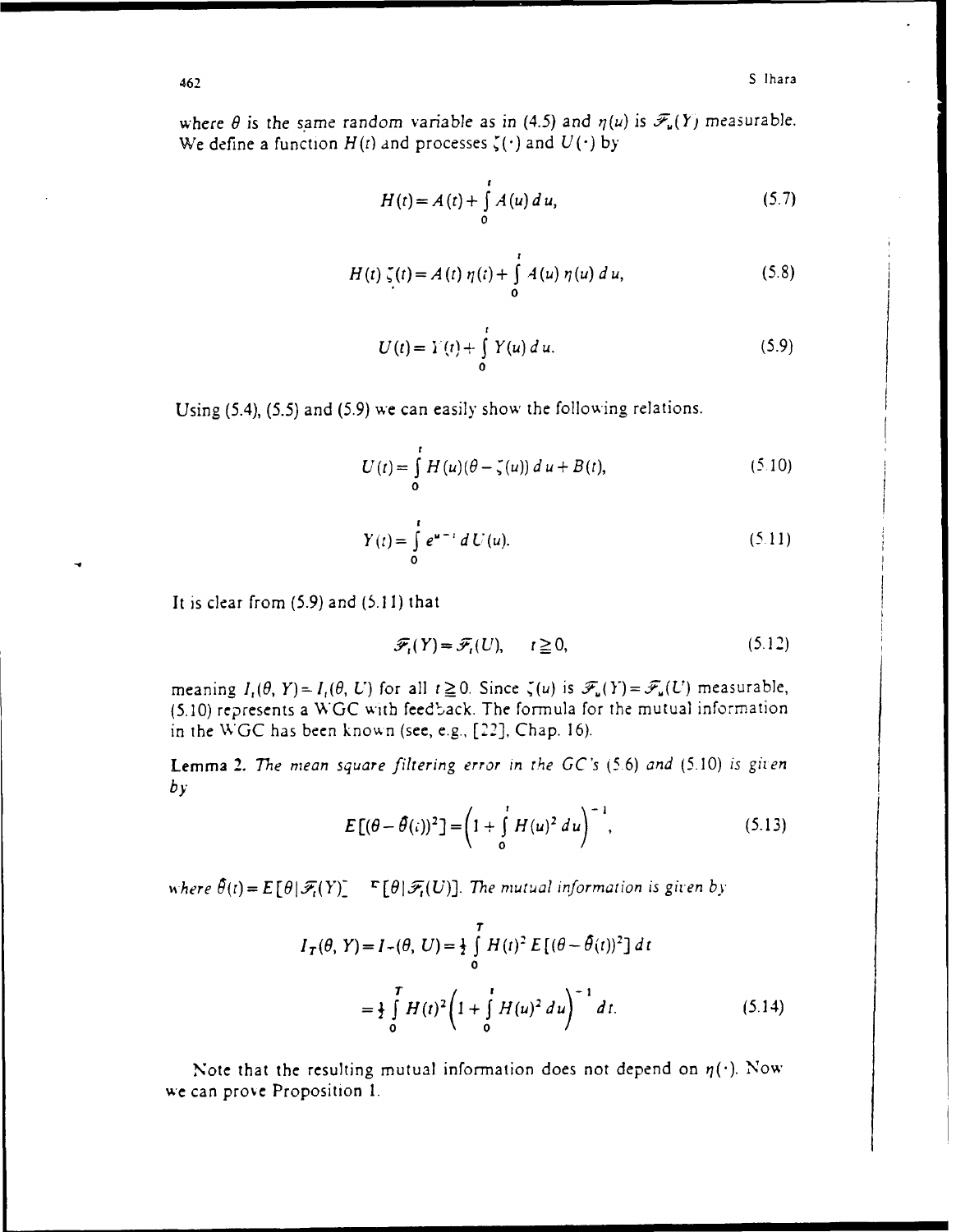where $\theta$ is the same random variable as in (4.5) and $\eta(u)$ is $\mathscr{F}_u(Y)$ measurable. We define a function $H(t)$ and processes $\zeta(\cdot)$ and $U(\cdot)$ by

$$H(t) = A(t) + \int_0^t A(u)\,du, \tag{5.7}$$

$$H(t)\,\zeta(t) = A(t)\,\eta(t) + \int_0^t A(u)\,\eta(u)\,du, \tag{5.8}$$

$$U(t) = Y(t) + \int_0^t Y(u)\,du. \tag{5.9}$$

Using (5.4), (5.5) and (5.9) we can easily show the following relations.

$$U(t) = \int_0^t H(u)(\theta - \zeta(u))\,du + B(t), \tag{5.10}$$

$$Y(t) = \int_0^t e^{u-t}\,dU(u). \tag{5.11}$$

It is clear from (5.9) and (5.11) that

$$\mathscr{F}_t(Y) = \mathscr{F}_t(U), \quad t \geqq 0, \tag{5.12}$$

meaning $I_t(\theta, Y) = I_t(\theta, U)$ for all $t \geqq 0$. Since $\zeta(u)$ is $\mathscr{F}_u(Y) = \mathscr{F}_u(U)$ measurable, (5.10) represents a WGC with feedback. The formula for the mutual information in the WGC has been known (see, e.g., [22], Chap. 16).

**Lemma 2.** *The mean square filtering error in the GC's* (5.6) *and* (5.10) *is given by*

$$E[(\theta - \hat{\theta}(t))^2] = \left(1 + \int_0^t H(u)^2\,du\right)^{-1}, \tag{5.13}$$

*where* $\hat{\theta}(t) = E[\theta \mid \mathscr{F}_t(Y)] = E[\theta \mid \mathscr{F}_t(U)]$. *The mutual information is given by*

$$\begin{aligned} I_T(\theta, Y) = I_T(\theta, U) &= \tfrac{1}{2}\int_0^T H(t)^2\,E[(\theta - \hat{\theta}(t))^2]\,dt \\ &= \tfrac{1}{2}\int_0^T H(t)^2\left(1 + \int_0^t H(u)^2\,du\right)^{-1} dt. \end{aligned} \tag{5.14}$$

Note that the resulting mutual information does not depend on $\eta(\cdot)$. Now we can prove Proposition 1.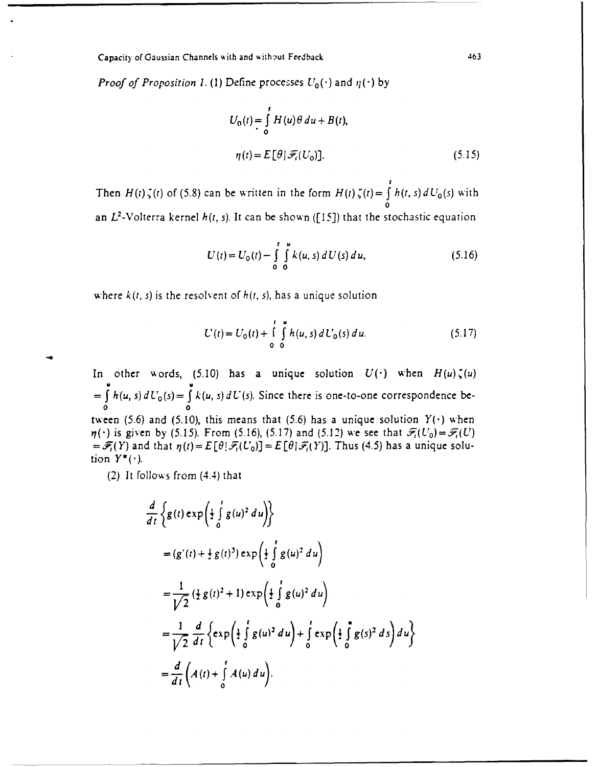*Proof of Proposition 1.* (1) Define processes $U_0(\cdot)$ and $\eta(\cdot)$ by

$$U_0(t) = \int_0^t H(u)\theta\, du + B(t),$$

$$\eta(t) = E[\theta \mid \mathcal{F}_t(U_0)]. \tag{5.15}$$

Then $H(t)\zeta(t)$ of (5.8) can be written in the form $H(t)\zeta(t) = \int_0^t h(t,s)\, dU_0(s)$ with an $L^2$-Volterra kernel $h(t,s)$. It can be shown ([15]) that the stochastic equation

$$U(t) = U_0(t) - \int_0^t \int_0^u k(u,s)\, dU(s)\, du, \tag{5.16}$$

where $k(t,s)$ is the resolvent of $h(t,s)$, has a unique solution

$$U(t) = U_0(t) + \int_0^t \int_0^u h(u,s)\, dU_0(s)\, du. \tag{5.17}$$

In other words, (5.10) has a unique solution $U(\cdot)$ when $H(u)\zeta(u) = \int_0^u h(u,s)\, dU_0(s) = \int_0^u k(u,s)\, dU(s)$. Since there is one-to-one correspondence between (5.6) and (5.10), this means that (5.6) has a unique solution $Y(\cdot)$ when $\eta(\cdot)$ is given by (5.15). From (5.16), (5.17) and (5.12) we see that $\mathcal{F}_t(U_0) = \mathcal{F}_t(U) = \mathcal{F}_t(Y)$ and that $\eta(t) = E[\theta \mid \mathcal{F}_t(U_0)] = E[\theta \mid \mathcal{F}_t(Y)]$. Thus (4.5) has a unique solution $Y^*(\cdot)$.

(2) It follows from (4.4) that

$$\begin{aligned}
&\frac{d}{dt}\left\{g(t)\exp\left(\tfrac{1}{2}\int_0^t g(u)^2\, du\right)\right\} \\
&= \left(g'(t) + \tfrac{1}{2}g(t)^3\right)\exp\left(\tfrac{1}{2}\int_0^t g(u)^2\, du\right) \\
&= \frac{1}{\sqrt{2}}\left(\tfrac{1}{2}g(t)^2 + 1\right)\exp\left(\tfrac{1}{2}\int_0^t g(u)^2\, du\right) \\
&= \frac{1}{\sqrt{2}}\frac{d}{dt}\left\{\exp\left(\tfrac{1}{2}\int_0^t g(u)^2\, du\right) + \int_0^t \exp\left(\tfrac{1}{2}\int_0^u g(s)^2\, ds\right) du\right\} \\
&= \frac{d}{dt}\left(A(t) + \int_0^t A(u)\, du\right).
\end{aligned}$$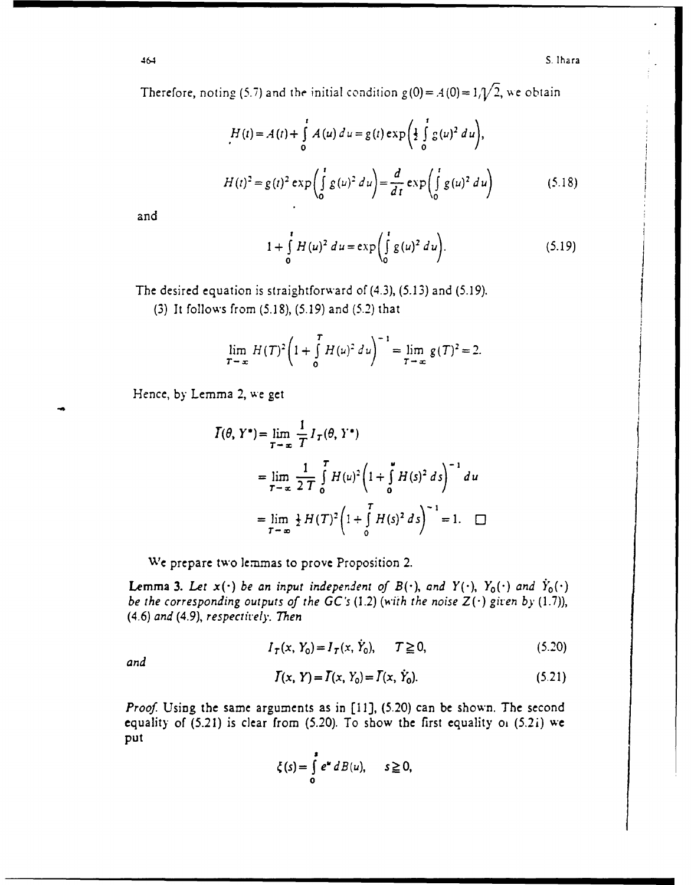Therefore, noting (5.7) and the initial condition $g(0) = A(0) = 1/\sqrt{2}$, we obtain

$$H(t) = A(t) + \int_0^t A(u)\,du = g(t)\exp\left(\tfrac{1}{2}\int_0^t g(u)^2\,du\right),$$

$$H(t)^2 = g(t)^2 \exp\left(\int_0^t g(u)^2\,du\right) = \frac{d}{dt}\exp\left(\int_0^t g(u)^2\,du\right) \tag{5.18}$$

and

$$1 + \int_0^t H(u)^2\,du = \exp\left(\int_0^t g(u)^2\,du\right). \tag{5.19}$$

The desired equation is straightforward of (4.3), (5.13) and (5.19).

(3) It follows from (5.18), (5.19) and (5.2) that

$$\lim_{T\to\infty} H(T)^2\left(1 + \int_0^T H(u)^2\,du\right)^{-1} = \lim_{T\to\infty} g(T)^2 = 2.$$

Hence, by Lemma 2, we get

$$\begin{aligned}
\bar{I}(\theta, Y^*) &= \lim_{T\to\infty} \frac{1}{T} I_T(\theta, Y^*) \\
&= \lim_{T\to\infty} \frac{1}{2T}\int_0^T H(u)^2\left(1 + \int_0^u H(s)^2\,ds\right)^{-1} du \\
&= \lim_{T\to\infty} \tfrac{1}{2} H(T)^2\left(1 + \int_0^T H(s)^2\,ds\right)^{-1} = 1. \quad \square
\end{aligned}$$

We prepare two lemmas to prove Proposition 2.

**Lemma 3.** *Let $x(\cdot)$ be an input independent of $B(\cdot)$, and $Y(\cdot)$, $Y_0(\cdot)$ and $\dot{Y}_0(\cdot)$ be the corresponding outputs of the GC's (1.2) (with the noise $Z(\cdot)$ given by (1.7)), (4.6) and (4.9), respectively. Then*

$$I_T(x, Y_0) = I_T(x, \dot{Y}_0), \qquad T \geq 0, \tag{5.20}$$

*and*

$$\bar{I}(x, Y) = \bar{I}(x, Y_0) = \bar{I}(x, \dot{Y}_0). \tag{5.21}$$

*Proof.* Using the same arguments as in [11], (5.20) can be shown. The second equality of (5.21) is clear from (5.20). To show the first equality of (5.21) we put

$$\xi(s) = \int_0^s e^u\,dB(u), \qquad s \geq 0,$$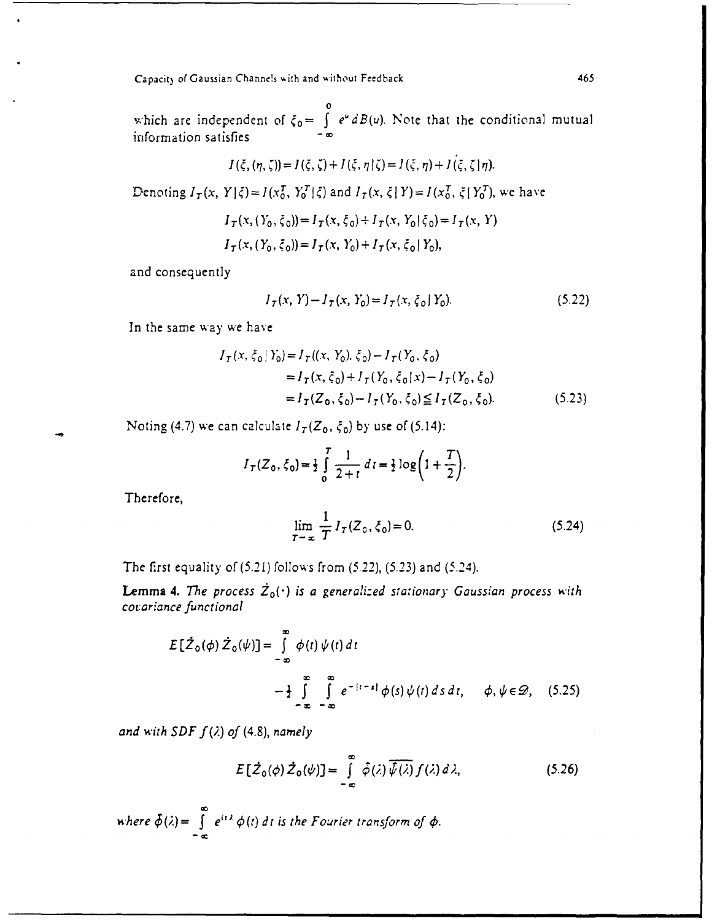which are independent of $\xi_0 = \int_{-\infty}^{0} e^u \, dB(u)$. Note that the conditional mutual information satisfies

$$I(\xi, (\eta, \zeta)) = I(\xi, \zeta) + I(\xi, \eta \mid \zeta) = I(\xi, \eta) + I(\xi, \zeta \mid \eta).$$

Denoting $I_T(x, Y \mid \xi) = I(x_0^T, Y_0^T \mid \xi)$ and $I_T(x, \xi \mid Y) = I(x_0^T, \xi \mid Y_0^T)$, we have

$$I_T(x, (Y_0, \xi_0)) = I_T(x, \xi_0) + I_T(x, Y_0 \mid \xi_0) = I_T(x, Y)$$

$$I_T(x, (Y_0, \xi_0)) = I_T(x, Y_0) + I_T(x, \xi_0 \mid Y_0),$$

and consequently

$$I_T(x, Y) - I_T(x, Y_0) = I_T(x, \xi_0 \mid Y_0). \tag{5.22}$$

In the same way we have

$$\begin{aligned} I_T(x, \xi_0 \mid Y_0) &= I_T((x, Y_0), \xi_0) - I_T(Y_0, \xi_0) \\ &= I_T(x, \xi_0) + I_T(Y_0, \xi_0 \mid x) - I_T(Y_0, \xi_0) \\ &= I_T(Z_0, \xi_0) - I_T(Y_0, \xi_0) \leqq I_T(Z_0, \xi_0). \end{aligned} \tag{5.23}$$

Noting (4.7) we can calculate $I_T(Z_0, \xi_0)$ by use of (5.14):

$$I_T(Z_0, \xi_0) = \tfrac{1}{2} \int_0^T \frac{1}{2+t} \, dt = \tfrac{1}{2} \log\left(1 + \frac{T}{2}\right).$$

Therefore,

$$\lim_{T \to \infty} \frac{1}{T} I_T(Z_0, \xi_0) = 0. \tag{5.24}$$

The first equality of (5.21) follows from (5.22), (5.23) and (5.24).

**Lemma 4.** *The process $\dot{Z}_0(\cdot)$ is a generalized stationary Gaussian process with covariance functional*

$$E[\dot{Z}_0(\phi)\,\dot{Z}_0(\psi)] = \int_{-\infty}^{\infty} \phi(t)\,\psi(t)\,dt - \tfrac{1}{2} \int_{-\infty}^{\infty} \int_{-\infty}^{\infty} e^{-|t-s|} \phi(s)\,\psi(t)\,ds\,dt, \qquad \phi, \psi \in \mathscr{D}, \tag{5.25}$$

*and with SDF $f(\lambda)$ of (4.8), namely*

$$E[\dot{Z}_0(\phi)\,\dot{Z}_0(\psi)] = \int_{-\infty}^{\infty} \hat{\phi}(\lambda)\,\overline{\hat{\psi}(\lambda)}\,f(\lambda)\,d\lambda, \tag{5.26}$$

*where $\hat{\phi}(\lambda) = \int_{-\infty}^{\infty} e^{it\lambda} \phi(t)\,dt$ is the Fourier transform of $\phi$.*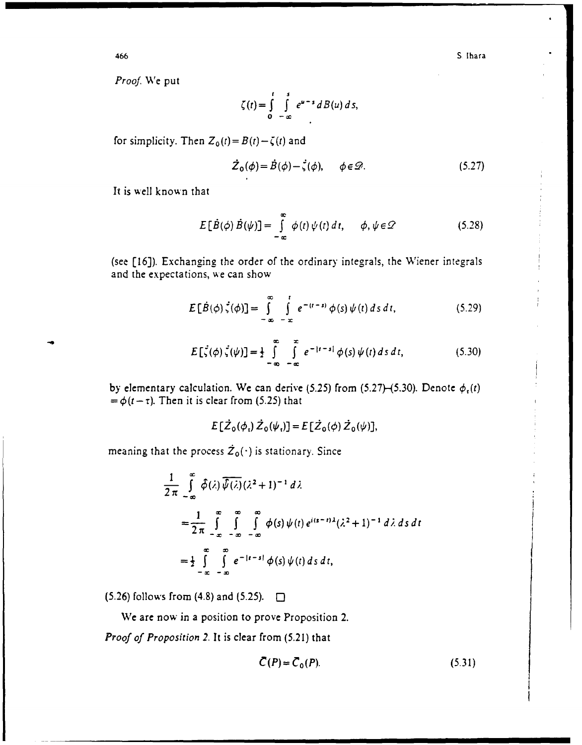*Proof.* We put

$$\zeta(t) = \int_0^t \int_{-\infty}^s e^{u-s}\, dB(u)\, ds,$$

for simplicity. Then $Z_0(t) = B(t) - \zeta(t)$ and

$$\dot{Z}_0(\phi) = \dot{B}(\phi) - \dot{\zeta}(\phi), \qquad \phi \in \mathscr{D}. \tag{5.27}$$

It is well known that

$$E[\dot{B}(\phi)\, \dot{B}(\psi)] = \int_{-\infty}^{\infty} \phi(t)\, \psi(t)\, dt, \qquad \phi, \psi \in \mathscr{D} \tag{5.28}$$

(see [16]). Exchanging the order of the ordinary integrals, the Wiener integrals and the expectations, we can show

$$E[\dot{B}(\phi)\, \dot{\zeta}(\phi)] = \int_{-\infty}^{\infty} \int_{-\infty}^{t} e^{-(t-s)} \phi(s)\, \psi(t)\, ds\, dt, \tag{5.29}$$

$$E[\dot{\zeta}(\phi)\, \dot{\zeta}(\psi)] = \tfrac{1}{2} \int_{-\infty}^{\infty} \int_{-\infty}^{\infty} e^{-|t-s|} \phi(s)\, \psi(t)\, ds\, dt, \tag{5.30}$$

by elementary calculation. We can derive (5.25) from (5.27)–(5.30). Denote $\phi_\tau(t) = \phi(t-\tau)$. Then it is clear from (5.25) that

$$E[\dot{Z}_0(\phi_\tau)\, \dot{Z}_0(\psi_\tau)] = E[\dot{Z}_0(\phi)\, \dot{Z}_0(\psi)],$$

meaning that the process $\dot{Z}_0(\cdot)$ is stationary. Since

$$\begin{aligned}
&\frac{1}{2\pi} \int_{-\infty}^{\infty} \hat{\phi}(\lambda)\, \overline{\hat{\psi}(\lambda)}\, (\lambda^2 + 1)^{-1}\, d\lambda \\
&= \frac{1}{2\pi} \int_{-\infty}^{\infty} \int_{-\infty}^{\infty} \int_{-\infty}^{\infty} \phi(s)\, \psi(t)\, e^{i(s-t)\lambda} (\lambda^2 + 1)^{-1}\, d\lambda\, ds\, dt \\
&= \tfrac{1}{2} \int_{-\infty}^{\infty} \int_{-\infty}^{\infty} e^{-|t-s|} \phi(s)\, \psi(t)\, ds\, dt,
\end{aligned}$$

(5.26) follows from (4.8) and (5.25). $\square$

We are now in a position to prove Proposition 2.

***Proof of Proposition 2.*** It is clear from (5.21) that

$$\bar{C}(P) = \bar{C}_0(P). \tag{5.31}$$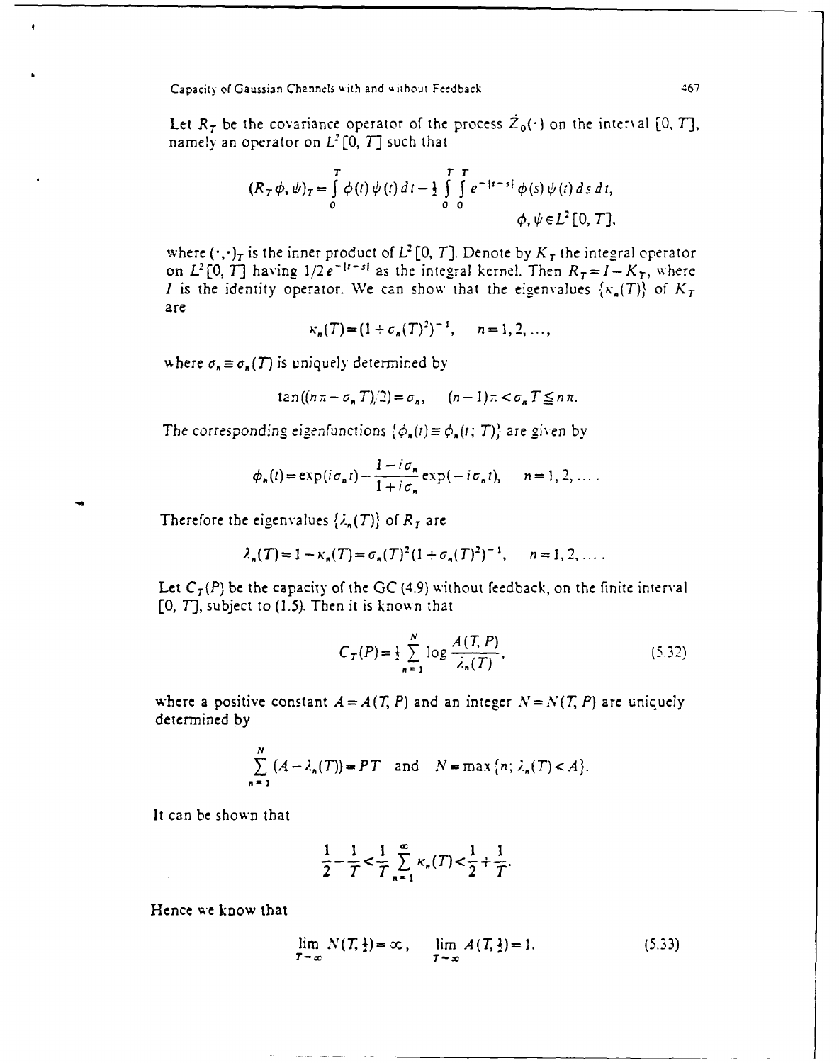Let $R_T$ be the covariance operator of the process $\dot{Z}_0(\cdot)$ on the interval $[0, T]$, namely an operator on $L^2[0, T]$ such that

$$(R_T\phi, \psi)_T = \int_0^T \phi(t)\psi(t)\,dt - \frac{1}{2}\int_0^T\int_0^T e^{-|t-s|}\phi(s)\psi(t)\,ds\,dt,$$

$$\phi, \psi \in L^2[0, T],$$

where $(\cdot,\cdot)_T$ is the inner product of $L^2[0, T]$. Denote by $K_T$ the integral operator on $L^2[0, T]$ having $1/2\,e^{-|t-s|}$ as the integral kernel. Then $R_T = I - K_T$, where $I$ is the identity operator. We can show that the eigenvalues $\{\kappa_n(T)\}$ of $K_T$ are

$$\kappa_n(T) = (1 + \sigma_n(T)^2)^{-1}, \quad n = 1, 2, \ldots,$$

where $\sigma_n \equiv \sigma_n(T)$ is uniquely determined by

$$\tan((n\pi - \sigma_n T)/2) = \sigma_n, \quad (n-1)\pi < \sigma_n T \leqq n\pi.$$

The corresponding eigenfunctions $\{\phi_n(t) \equiv \phi_n(t;\, T)\}$ are given by

$$\phi_n(t) = \exp(i\sigma_n t) - \frac{1 - i\sigma_n}{1 + i\sigma_n}\exp(-i\sigma_n t), \quad n = 1, 2, \ldots.$$

Therefore the eigenvalues $\{\lambda_n(T)\}$ of $R_T$ are

$$\lambda_n(T) = 1 - \kappa_n(T) = \sigma_n(T)^2(1 + \sigma_n(T)^2)^{-1}, \quad n = 1, 2, \ldots.$$

Let $C_T(P)$ be the capacity of the GC (4.9) without feedback, on the finite interval $[0, T]$, subject to (1.5). Then it is known that

$$C_T(P) = \frac{1}{2}\sum_{n=1}^{N} \log\frac{A(T, P)}{\lambda_n(T)}, \tag{5.32}$$

where a positive constant $A = A(T, P)$ and an integer $N = N(T, P)$ are uniquely determined by

$$\sum_{n=1}^{N} (A - \lambda_n(T)) = PT \quad \text{and} \quad N = \max\{n;\, \lambda_n(T) < A\}.$$

It can be shown that

$$\frac{1}{2} - \frac{1}{T} < \frac{1}{T}\sum_{n=1}^{\infty} \kappa_n(T) < \frac{1}{2} + \frac{1}{T}.$$

Hence we know that

$$\lim_{T\to\infty} N(T, \tfrac{1}{2}) = \infty, \quad \lim_{T\to\infty} A(T, \tfrac{1}{2}) = 1. \tag{5.33}$$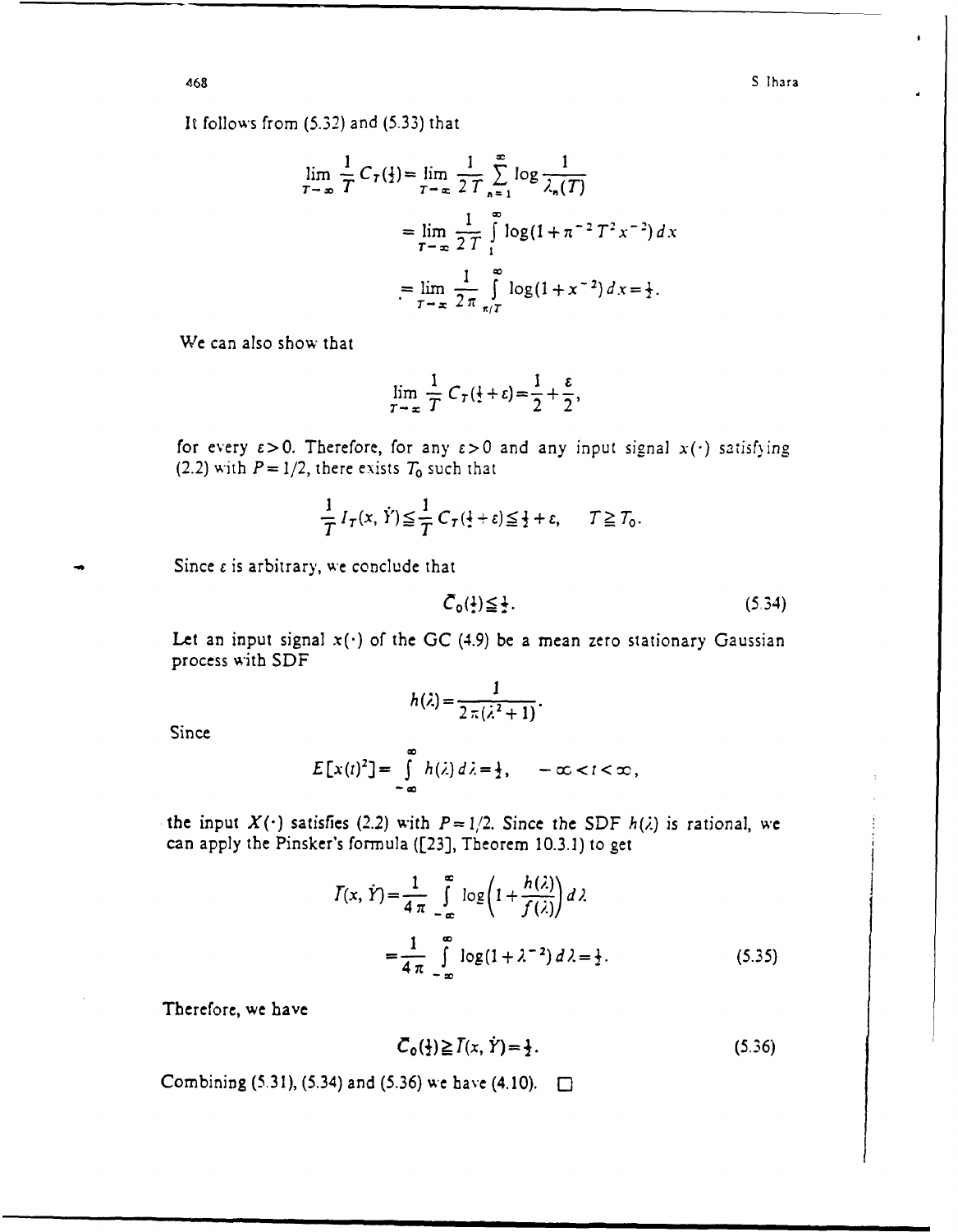It follows from (5.32) and (5.33) that

$$\lim_{T\to\infty} \frac{1}{T} C_T(\tfrac{1}{2}) = \lim_{T\to\infty} \frac{1}{2T} \sum_{n=1}^{\infty} \log \frac{1}{\lambda_n(T)}$$

$$= \lim_{T\to\infty} \frac{1}{2T} \int_1^{\infty} \log(1+\pi^{-2}T^2x^{-2})\,dx$$

$$= \lim_{T\to\infty} \frac{1}{2\pi} \int_{\pi/T}^{\infty} \log(1+x^{-2})\,dx = \tfrac{1}{2}.$$

We can also show that

$$\lim_{T\to\infty} \frac{1}{T} C_T(\tfrac{1}{2}+\varepsilon) = \frac{1}{2} + \frac{\varepsilon}{2},$$

for every $\varepsilon > 0$. Therefore, for any $\varepsilon > 0$ and any input signal $x(\cdot)$ satisfying (2.2) with $P = 1/2$, there exists $T_0$ such that

$$\frac{1}{T} I_T(x, \dot{Y}) \leqq \frac{1}{T} C_T(\tfrac{1}{2}+\varepsilon) \leqq \tfrac{1}{2} + \varepsilon, \qquad T \geqq T_0.$$

Since $\varepsilon$ is arbitrary, we conclude that

$$\bar{C}_0(\tfrac{1}{2}) \leqq \tfrac{1}{2}. \tag{5.34}$$

Let an input signal $x(\cdot)$ of the GC (4.9) be a mean zero stationary Gaussian process with SDF

$$h(\lambda) = \frac{1}{2\pi(\lambda^2+1)}.$$

Since

$$E[x(t)^2] = \int_{-\infty}^{\infty} h(\lambda)\,d\lambda = \tfrac{1}{2}, \qquad -\infty < t < \infty,$$

the input $X(\cdot)$ satisfies (2.2) with $P = 1/2$. Since the SDF $h(\lambda)$ is rational, we can apply the Pinsker's formula ([23], Theorem 10.3.1) to get

$$\bar{I}(x, \dot{Y}) = \frac{1}{4\pi} \int_{-\infty}^{\infty} \log\left(1 + \frac{h(\lambda)}{f(\lambda)}\right) d\lambda$$

$$= \frac{1}{4\pi} \int_{-\infty}^{\infty} \log(1+\lambda^{-2})\,d\lambda = \tfrac{1}{2}. \tag{5.35}$$

Therefore, we have

$$\bar{C}_0(\tfrac{1}{2}) \geqq \bar{I}(x, \dot{Y}) = \tfrac{1}{2}. \tag{5.36}$$

Combining (5.31), (5.34) and (5.36) we have (4.10). $\square$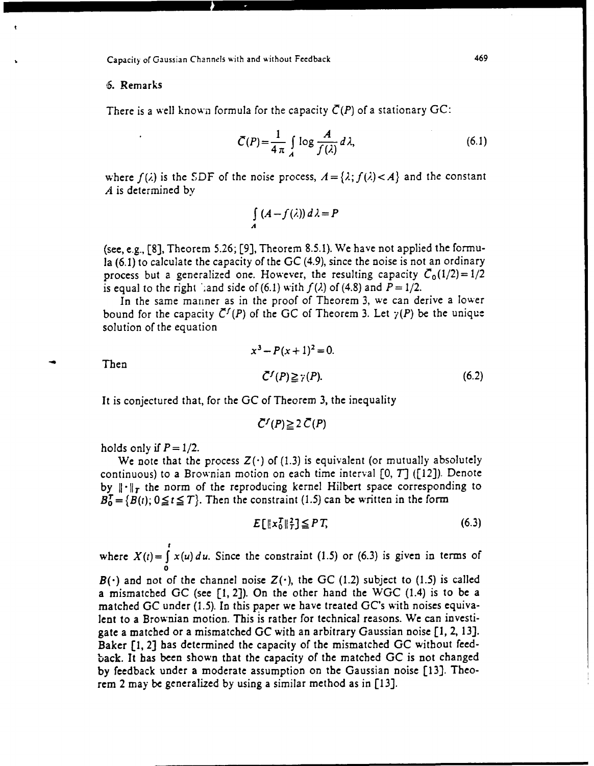## 6. Remarks

There is a well known formula for the capacity $\bar{C}(P)$ of a stationary GC:

$$\bar{C}(P) = \frac{1}{4\pi} \int_{A} \log \frac{A}{f(\lambda)} d\lambda, \tag{6.1}$$

where $f(\lambda)$ is the SDF of the noise process, $A = \{\lambda; f(\lambda) < A\}$ and the constant $A$ is determined by

$$\int_{A} (A - f(\lambda)) d\lambda = P$$

(see, e.g., [8], Theorem 5.26; [9], Theorem 8.5.1). We have not applied the formula (6.1) to calculate the capacity of the GC (4.9), since the noise is not an ordinary process but a generalized one. However, the resulting capacity $\bar{C}_0(1/2) = 1/2$ is equal to the right hand side of (6.1) with $f(\lambda)$ of (4.8) and $P = 1/2$.

In the same manner as in the proof of Theorem 3, we can derive a lower bound for the capacity $\bar{C}^f(P)$ of the GC of Theorem 3. Let $\gamma(P)$ be the unique solution of the equation

$$x^3 - P(x+1)^2 = 0.$$

Then

$$\bar{C}^f(P) \geqq \gamma(P). \tag{6.2}$$

It is conjectured that, for the GC of Theorem 3, the inequality

$$\bar{C}^f(P) \geqq 2\,\bar{C}(P)$$

holds only if $P = 1/2$.

We note that the process $Z(\cdot)$ of (1.3) is equivalent (or mutually absolutely continuous) to a Brownian motion on each time interval $[0, T]$ ([12]). Denote by $\|\cdot\|_T$ the norm of the reproducing kernel Hilbert space corresponding to $B_0^T = \{B(t); 0 \leqq t \leqq T\}$. Then the constraint (1.5) can be written in the form

$$E[\|x_0^T\|_T^2] \leqq PT, \tag{6.3}$$

where $X(t) = \int_0^t x(u)\,du$. Since the constraint (1.5) or (6.3) is given in terms of $B(\cdot)$ and not of the channel noise $Z(\cdot)$, the GC (1.2) subject to (1.5) is called a mismatched GC (see [1, 2]). On the other hand the WGC (1.4) is to be a matched GC under (1.5). In this paper we have treated GC's with noises equivalent to a Brownian motion. This is rather for technical reasons. We can investigate a matched or a mismatched GC with an arbitrary Gaussian noise [1, 2, 13]. Baker [1, 2] has determined the capacity of the mismatched GC without feedback. It has been shown that the capacity of the matched GC is not changed by feedback under a moderate assumption on the Gaussian noise [13]. Theorem 2 may be generalized by using a similar method as in [13].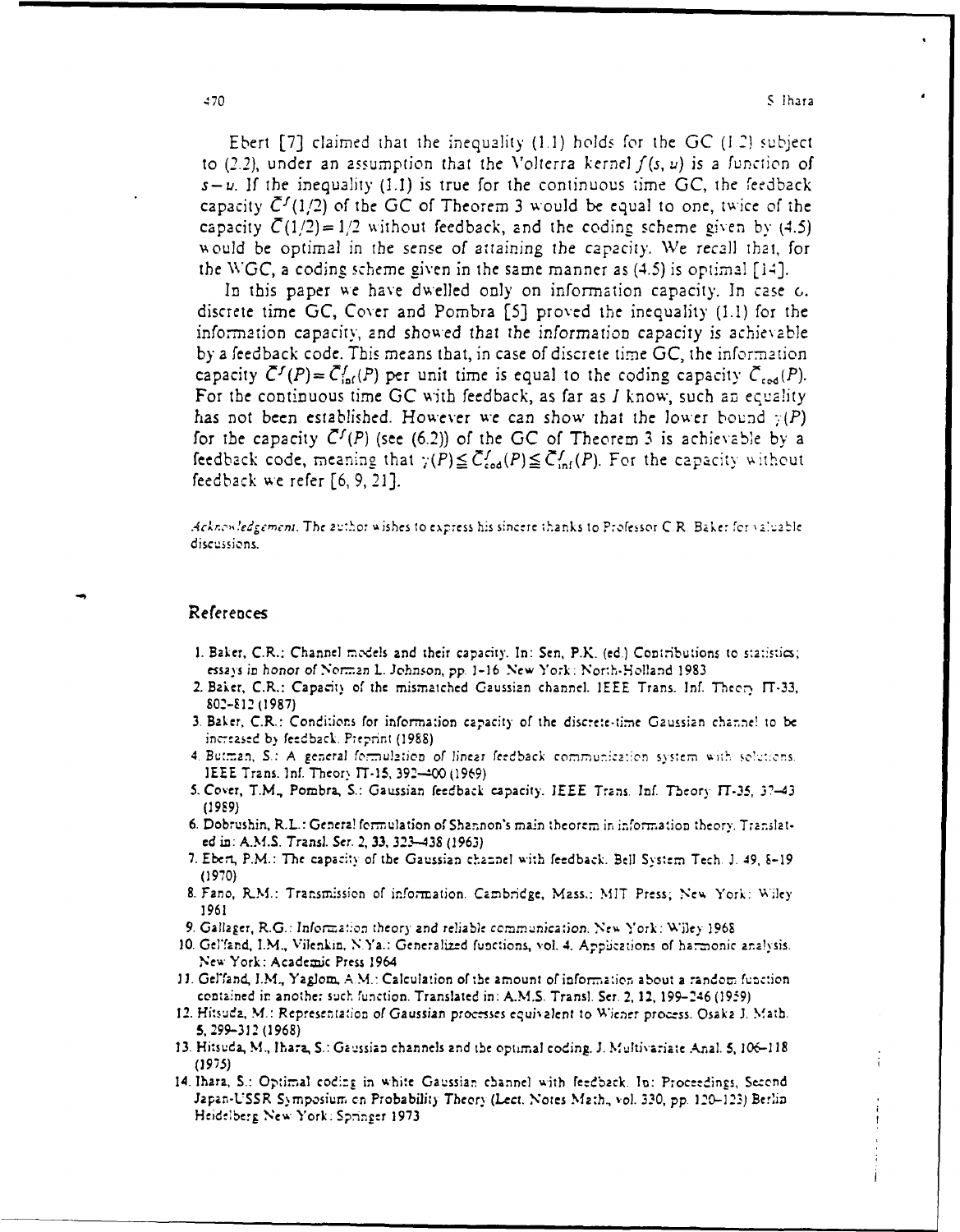Ebert [7] claimed that the inequality (1.1) holds for the GC (1.2) subject to (2.2), under an assumption that the Volterra kernel $f(s, u)$ is a function of $s-u$. If the inequality (1.1) is true for the continuous time GC, the feedback capacity $\bar{C}^f(1/2)$ of the GC of Theorem 3 would be equal to one, twice of the capacity $\bar{C}(1/2)=1/2$ without feedback, and the coding scheme given by (4.5) would be optimal in the sense of attaining the capacity. We recall that, for the WGC, a coding scheme given in the same manner as (4.5) is optimal [14].

In this paper we have dwelled only on information capacity. In case of discrete time GC, Cover and Pombra [5] proved the inequality (1.1) for the information capacity, and showed that the information capacity is achievable by a feedback code. This means that, in case of discrete time GC, the information capacity $\bar{C}^f(P)=\bar{C}^f_{\inf}(P)$ per unit time is equal to the coding capacity $\bar{C}_{\mathrm{cod}}(P)$. For the continuous time GC with feedback, as far as *I* know, such an equality has not been established. However we can show that the lower bound $\gamma(P)$ for the capacity $\bar{C}^f(P)$ (see (6.2)) of the GC of Theorem 3 is achievable by a feedback code, meaning that $\gamma(P)\leqq \bar{C}^f_{\mathrm{cod}}(P)\leqq \bar{C}^f_{\inf}(P)$. For the capacity without feedback we refer [6, 9, 21].

*Acknowledgement.* The author wishes to express his sincere thanks to Professor C.R. Baker for valuable discussions.

## References

1. Baker, C.R.: Channel models and their capacity. In: Sen, P.K. (ed.) Contributions to statistics; essays in honor of Norman L. Johnson, pp. 1-16 New York: North-Holland 1983
2. Baker, C.R.: Capacity of the mismatched Gaussian channel. IEEE Trans. Inf. Theory IT-33, 802-812 (1987)
3. Baker, C.R.: Conditions for information capacity of the discrete-time Gaussian channel to be increased by feedback. Preprint (1988)
4. Butman, S.: A general formulation of linear feedback communication system with solutions. IEEE Trans. Inf. Theory IT-15, 392-400 (1969)
5. Cover, T.M., Pombra, S.: Gaussian feedback capacity. IEEE Trans. Inf. Theory IT-35, 37-43 (1989)
6. Dobrushin, R.L.: General formulation of Shannon's main theorem in information theory. Translated in: A.M.S. Transl. Ser. 2, 33, 323-438 (1963)
7. Ebert, P.M.: The capacity of the Gaussian channel with feedback. Bell System Tech. J. 49, 8-19 (1970)
8. Fano, R.M.: Transmission of information. Cambridge, Mass.: MIT Press; New York: Wiley 1961
9. Gallager, R.G.: Information theory and reliable communication. New York: Wiley 1968
10. Gel'fand, I.M., Vilenkin, N.Ya.: Generalized functions, vol. 4. Applications of harmonic analysis. New York: Academic Press 1964
11. Gel'fand, I.M., Yaglom, A.M.: Calculation of the amount of information about a random function contained in another such function. Translated in: A.M.S. Transl. Ser. 2, 12, 199-246 (1959)
12. Hitsuda, M.: Representation of Gaussian processes equivalent to Wiener process. Osaka J. Math. 5, 299-312 (1968)
13. Hitsuda, M., Ihara, S.: Gaussian channels and the optimal coding. J. Multivariate Anal. 5, 106-118 (1975)
14. Ihara, S.: Optimal coding in white Gaussian channel with feedback. In: Proceedings, Second Japan-USSR Symposium on Probability Theory (Lect. Notes Math., vol. 330, pp. 120-123) Berlin Heidelberg New York: Springer 1973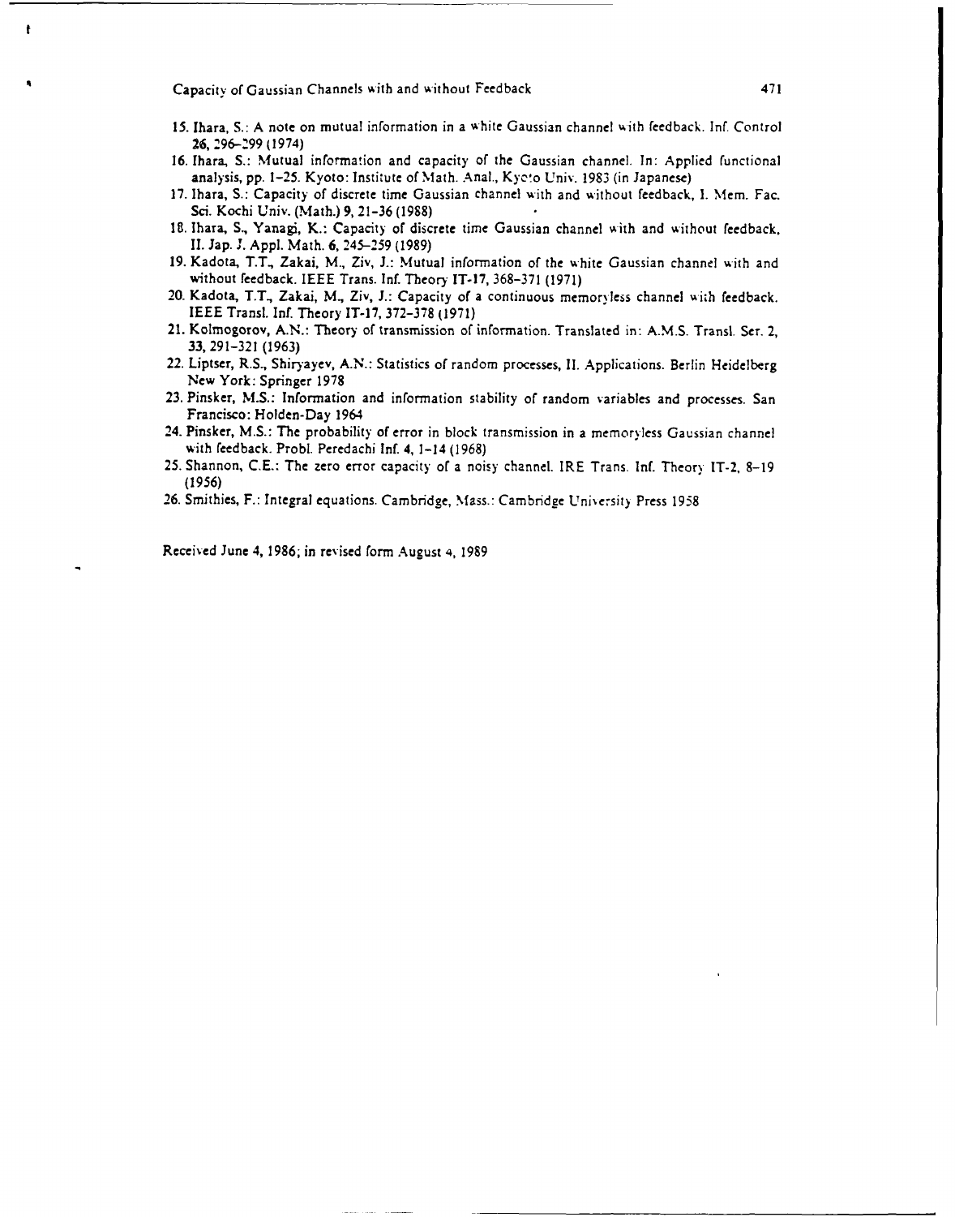15. Ihara, S.: A note on mutual information in a white Gaussian channel with feedback. Inf. Control **26**, 296–299 (1974)
16. Ihara, S.: Mutual information and capacity of the Gaussian channel. In: Applied functional analysis, pp. 1–25. Kyoto: Institute of Math. Anal., Kyoto Univ. 1983 (in Japanese)
17. Ihara, S.: Capacity of discrete time Gaussian channel with and without feedback, I. Mem. Fac. Sci. Kochi Univ. (Math.) **9**, 21–36 (1988)
18. Ihara, S., Yanagi, K.: Capacity of discrete time Gaussian channel with and without feedback, II. Jap. J. Appl. Math. **6**, 245–259 (1989)
19. Kadota, T.T., Zakai, M., Ziv, J.: Mutual information of the white Gaussian channel with and without feedback. IEEE Trans. Inf. Theory **IT-17**, 368–371 (1971)
20. Kadota, T.T., Zakai, M., Ziv, J.: Capacity of a continuous memoryless channel with feedback. IEEE Transl. Inf. Theory **IT-17**, 372–378 (1971)
21. Kolmogorov, A.N.: Theory of transmission of information. Translated in: A.M.S. Transl. Ser. 2, **33**, 291–321 (1963)
22. Liptser, R.S., Shiryayev, A.N.: Statistics of random processes, II. Applications. Berlin Heidelberg New York: Springer 1978
23. Pinsker, M.S.: Information and information stability of random variables and processes. San Francisco: Holden-Day 1964
24. Pinsker, M.S.: The probability of error in block transmission in a memoryless Gaussian channel with feedback. Probl. Peredachi Inf. **4**, 1–14 (1968)
25. Shannon, C.E.: The zero error capacity of a noisy channel. IRE Trans. Inf. Theory **IT-2**, 8–19 (1956)
26. Smithies, F.: Integral equations. Cambridge, Mass.: Cambridge University Press 1958

Received June 4, 1986; in revised form August 4, 1989